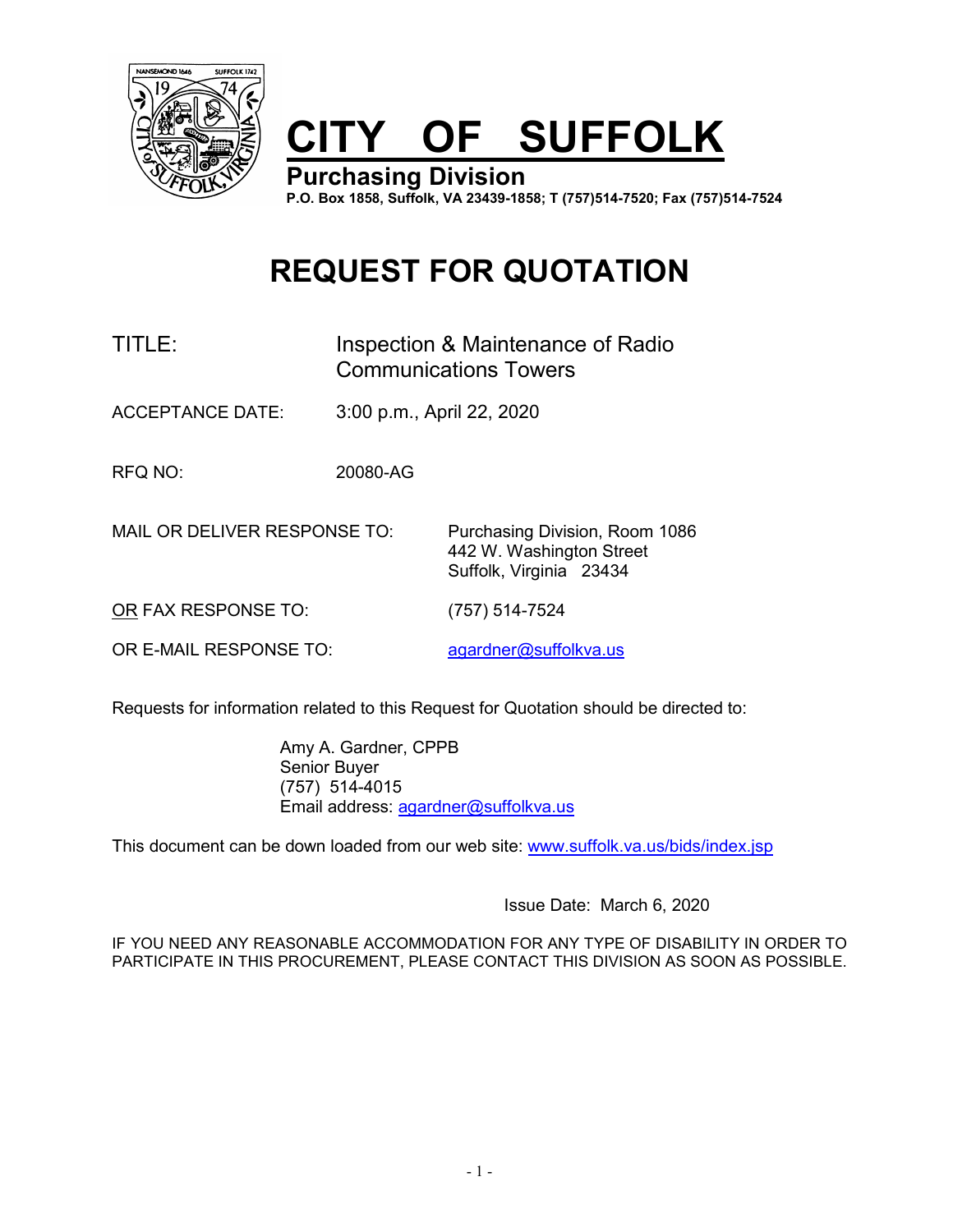# CITY OF SUFFOLK

**Purchasing Division**

**P.O. Box 1858, Suffolk, VA 23439-1858; T (757)514-7520; Fax (757)514-7524**

# REQUEST FOR QUOTATION

TITLE: Inspection & Maintenance of Radio Communications Towers

ACCEPTANCE DATE: 3:00 p.m., April 22, 2020

RFQ NO: 20080-AG

MAIL OR DELIVER RESPONSE TO: Purchasing Division, Room 1086
442 W. Washington Street
Suffolk, Virginia 23434

OR FAX RESPONSE TO: (757) 514-7524

OR E-MAIL RESPONSE TO: agardner@suffolkva.us

Requests for information related to this Request for Quotation should be directed to:

Amy A. Gardner, CPPB
Senior Buyer
(757) 514-4015
Email address: agardner@suffolkva.us

This document can be down loaded from our web site: www.suffolk.va.us/bids/index.jsp

Issue Date: March 6, 2020

IF YOU NEED ANY REASONABLE ACCOMMODATION FOR ANY TYPE OF DISABILITY IN ORDER TO PARTICIPATE IN THIS PROCUREMENT, PLEASE CONTACT THIS DIVISION AS SOON AS POSSIBLE.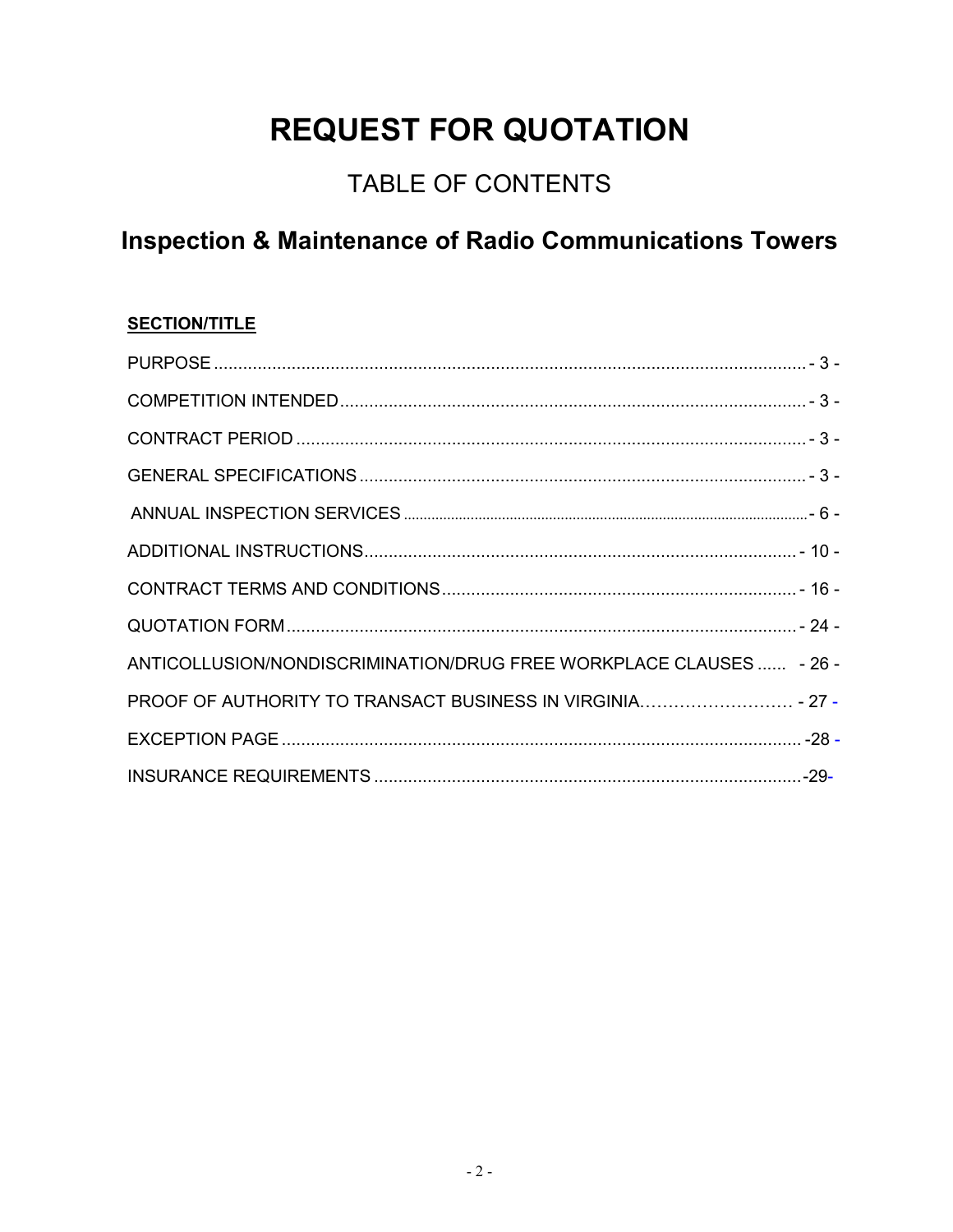# REQUEST FOR QUOTATION

## TABLE OF CONTENTS

## Inspection & Maintenance of Radio Communications Towers

**SECTION/TITLE**

PURPOSE ............................................................ - 3 -

COMPETITION INTENDED ............................................................ - 3 -

CONTRACT PERIOD ............................................................ - 3 -

GENERAL SPECIFICATIONS ............................................................ - 3 -

ANNUAL INSPECTION SERVICES ............................................................ - 6 -

ADDITIONAL INSTRUCTIONS ............................................................ - 10 -

CONTRACT TERMS AND CONDITIONS ............................................................ - 16 -

QUOTATION FORM ............................................................ - 24 -

ANTICOLLUSION/NONDISCRIMINATION/DRUG FREE WORKPLACE CLAUSES ...... - 26 -

PROOF OF AUTHORITY TO TRANSACT BUSINESS IN VIRGINIA........................ - 27 -

EXCEPTION PAGE ............................................................ -28 -

INSURANCE REQUIREMENTS ............................................................ -29-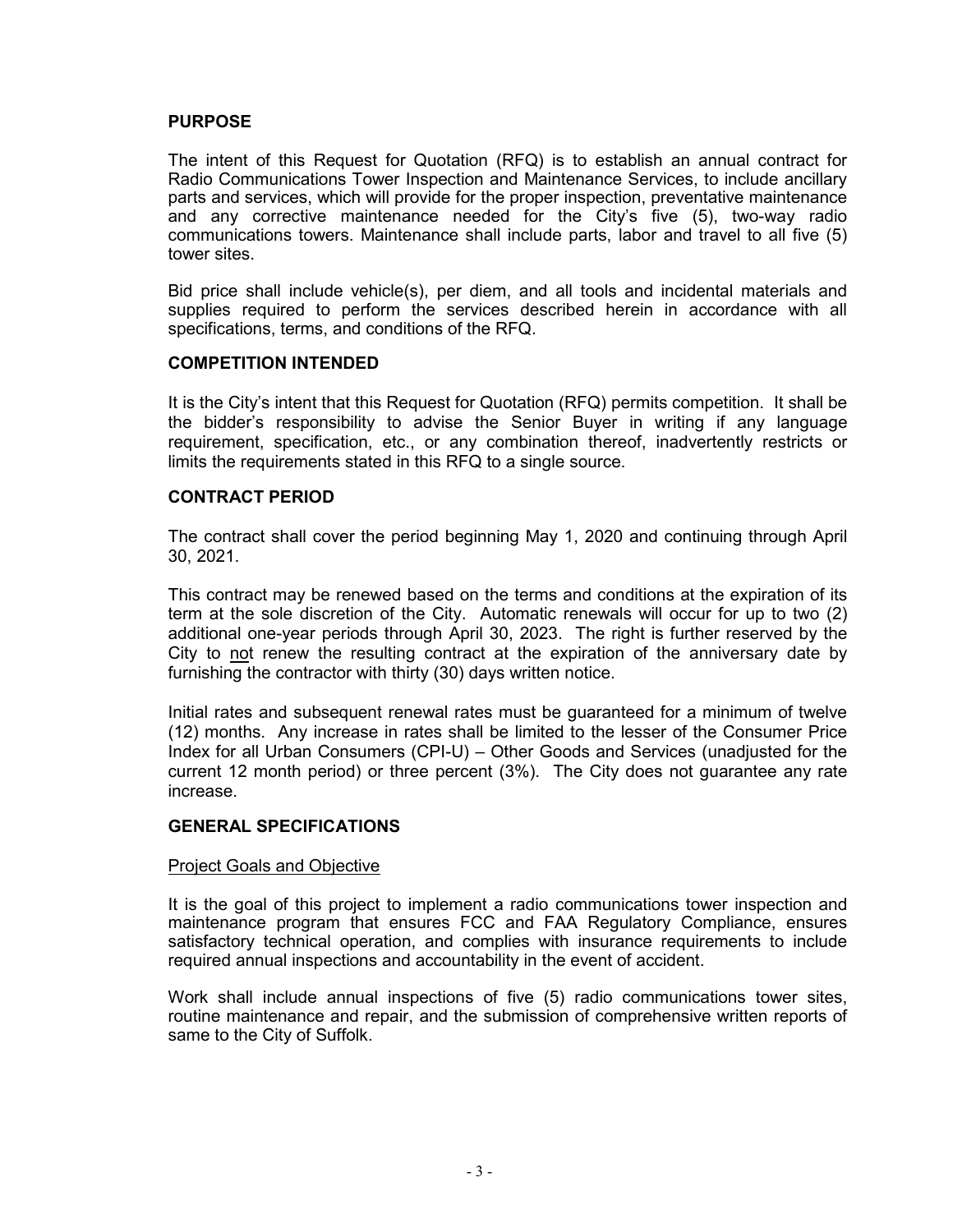## PURPOSE

The intent of this Request for Quotation (RFQ) is to establish an annual contract for Radio Communications Tower Inspection and Maintenance Services, to include ancillary parts and services, which will provide for the proper inspection, preventative maintenance and any corrective maintenance needed for the City's five (5), two-way radio communications towers. Maintenance shall include parts, labor and travel to all five (5) tower sites.

Bid price shall include vehicle(s), per diem, and all tools and incidental materials and supplies required to perform the services described herein in accordance with all specifications, terms, and conditions of the RFQ.

## COMPETITION INTENDED

It is the City's intent that this Request for Quotation (RFQ) permits competition. It shall be the bidder's responsibility to advise the Senior Buyer in writing if any language requirement, specification, etc., or any combination thereof, inadvertently restricts or limits the requirements stated in this RFQ to a single source.

## CONTRACT PERIOD

The contract shall cover the period beginning May 1, 2020 and continuing through April 30, 2021.

This contract may be renewed based on the terms and conditions at the expiration of its term at the sole discretion of the City. Automatic renewals will occur for up to two (2) additional one-year periods through April 30, 2023. The right is further reserved by the City to <u>not</u> renew the resulting contract at the expiration of the anniversary date by furnishing the contractor with thirty (30) days written notice.

Initial rates and subsequent renewal rates must be guaranteed for a minimum of twelve (12) months. Any increase in rates shall be limited to the lesser of the Consumer Price Index for all Urban Consumers (CPI-U) – Other Goods and Services (unadjusted for the current 12 month period) or three percent (3%). The City does not guarantee any rate increase.

## GENERAL SPECIFICATIONS

<u>Project Goals and Objective</u>

It is the goal of this project to implement a radio communications tower inspection and maintenance program that ensures FCC and FAA Regulatory Compliance, ensures satisfactory technical operation, and complies with insurance requirements to include required annual inspections and accountability in the event of accident.

Work shall include annual inspections of five (5) radio communications tower sites, routine maintenance and repair, and the submission of comprehensive written reports of same to the City of Suffolk.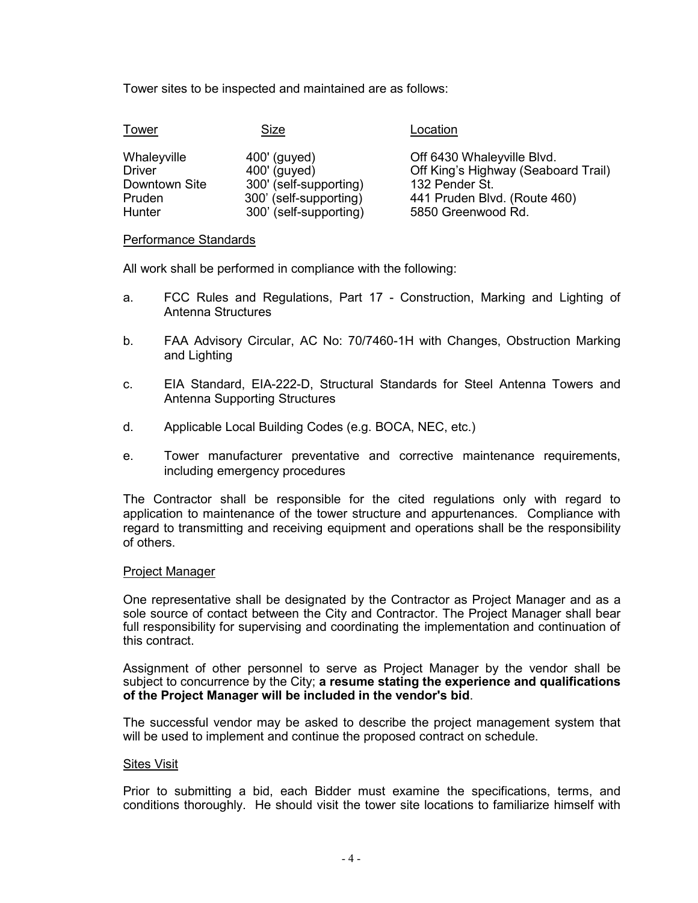Tower sites to be inspected and maintained are as follows:

| Tower | Size | Location |
|---|---|---|
| Whaleyville | 400' (guyed) | Off 6430 Whaleyville Blvd. |
| Driver | 400' (guyed) | Off King's Highway (Seaboard Trail) |
| Downtown Site | 300' (self-supporting) | 132 Pender St. |
| Pruden | 300' (self-supporting) | 441 Pruden Blvd. (Route 460) |
| Hunter | 300' (self-supporting) | 5850 Greenwood Rd. |

Performance Standards

All work shall be performed in compliance with the following:

a. FCC Rules and Regulations, Part 17 - Construction, Marking and Lighting of Antenna Structures

b. FAA Advisory Circular, AC No: 70/7460-1H with Changes, Obstruction Marking and Lighting

c. EIA Standard, EIA-222-D, Structural Standards for Steel Antenna Towers and Antenna Supporting Structures

d. Applicable Local Building Codes (e.g. BOCA, NEC, etc.)

e. Tower manufacturer preventative and corrective maintenance requirements, including emergency procedures

The Contractor shall be responsible for the cited regulations only with regard to application to maintenance of the tower structure and appurtenances. Compliance with regard to transmitting and receiving equipment and operations shall be the responsibility of others.

Project Manager

One representative shall be designated by the Contractor as Project Manager and as a sole source of contact between the City and Contractor. The Project Manager shall bear full responsibility for supervising and coordinating the implementation and continuation of this contract.

Assignment of other personnel to serve as Project Manager by the vendor shall be subject to concurrence by the City; **a resume stating the experience and qualifications of the Project Manager will be included in the vendor's bid**.

The successful vendor may be asked to describe the project management system that will be used to implement and continue the proposed contract on schedule.

Sites Visit

Prior to submitting a bid, each Bidder must examine the specifications, terms, and conditions thoroughly. He should visit the tower site locations to familiarize himself with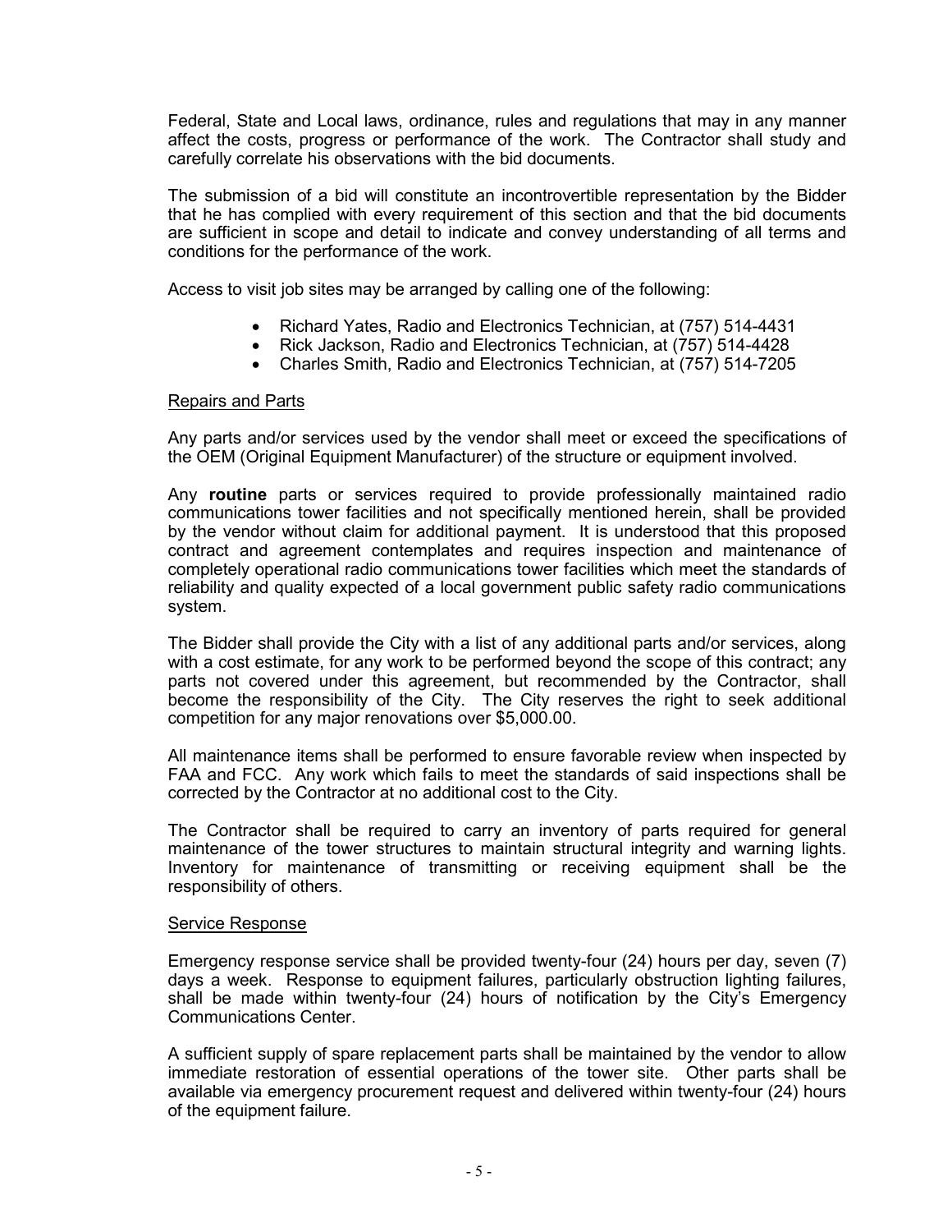Federal, State and Local laws, ordinance, rules and regulations that may in any manner affect the costs, progress or performance of the work. The Contractor shall study and carefully correlate his observations with the bid documents.

The submission of a bid will constitute an incontrovertible representation by the Bidder that he has complied with every requirement of this section and that the bid documents are sufficient in scope and detail to indicate and convey understanding of all terms and conditions for the performance of the work.

Access to visit job sites may be arranged by calling one of the following:

- Richard Yates, Radio and Electronics Technician, at (757) 514-4431
- Rick Jackson, Radio and Electronics Technician, at (757) 514-4428
- Charles Smith, Radio and Electronics Technician, at (757) 514-7205

Repairs and Parts

Any parts and/or services used by the vendor shall meet or exceed the specifications of the OEM (Original Equipment Manufacturer) of the structure or equipment involved.

Any **routine** parts or services required to provide professionally maintained radio communications tower facilities and not specifically mentioned herein, shall be provided by the vendor without claim for additional payment. It is understood that this proposed contract and agreement contemplates and requires inspection and maintenance of completely operational radio communications tower facilities which meet the standards of reliability and quality expected of a local government public safety radio communications system.

The Bidder shall provide the City with a list of any additional parts and/or services, along with a cost estimate, for any work to be performed beyond the scope of this contract; any parts not covered under this agreement, but recommended by the Contractor, shall become the responsibility of the City. The City reserves the right to seek additional competition for any major renovations over $5,000.00.

All maintenance items shall be performed to ensure favorable review when inspected by FAA and FCC. Any work which fails to meet the standards of said inspections shall be corrected by the Contractor at no additional cost to the City.

The Contractor shall be required to carry an inventory of parts required for general maintenance of the tower structures to maintain structural integrity and warning lights. Inventory for maintenance of transmitting or receiving equipment shall be the responsibility of others.

Service Response

Emergency response service shall be provided twenty-four (24) hours per day, seven (7) days a week. Response to equipment failures, particularly obstruction lighting failures, shall be made within twenty-four (24) hours of notification by the City's Emergency Communications Center.

A sufficient supply of spare replacement parts shall be maintained by the vendor to allow immediate restoration of essential operations of the tower site. Other parts shall be available via emergency procurement request and delivered within twenty-four (24) hours of the equipment failure.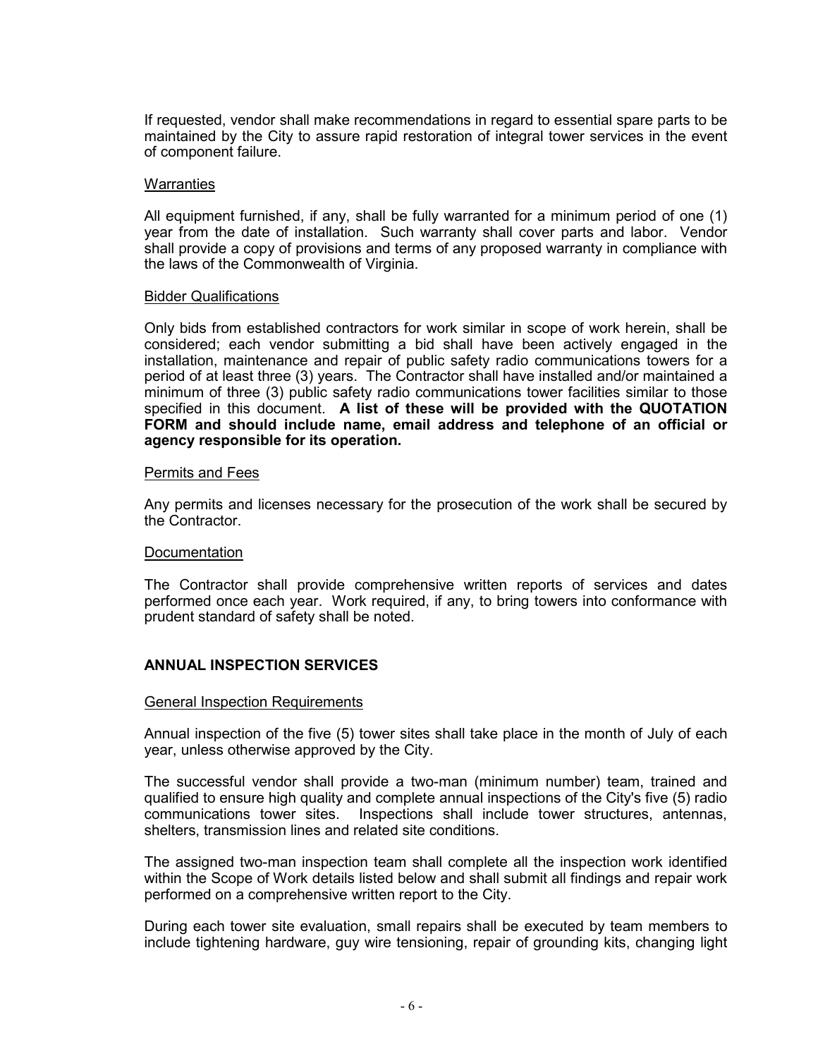If requested, vendor shall make recommendations in regard to essential spare parts to be maintained by the City to assure rapid restoration of integral tower services in the event of component failure.

<u>Warranties</u>

All equipment furnished, if any, shall be fully warranted for a minimum period of one (1) year from the date of installation. Such warranty shall cover parts and labor. Vendor shall provide a copy of provisions and terms of any proposed warranty in compliance with the laws of the Commonwealth of Virginia.

<u>Bidder Qualifications</u>

Only bids from established contractors for work similar in scope of work herein, shall be considered; each vendor submitting a bid shall have been actively engaged in the installation, maintenance and repair of public safety radio communications towers for a period of at least three (3) years. The Contractor shall have installed and/or maintained a minimum of three (3) public safety radio communications tower facilities similar to those specified in this document. **A list of these will be provided with the QUOTATION FORM and should include name, email address and telephone of an official or agency responsible for its operation.**

<u>Permits and Fees</u>

Any permits and licenses necessary for the prosecution of the work shall be secured by the Contractor.

<u>Documentation</u>

The Contractor shall provide comprehensive written reports of services and dates performed once each year. Work required, if any, to bring towers into conformance with prudent standard of safety shall be noted.

## ANNUAL INSPECTION SERVICES

<u>General Inspection Requirements</u>

Annual inspection of the five (5) tower sites shall take place in the month of July of each year, unless otherwise approved by the City.

The successful vendor shall provide a two-man (minimum number) team, trained and qualified to ensure high quality and complete annual inspections of the City's five (5) radio communications tower sites. Inspections shall include tower structures, antennas, shelters, transmission lines and related site conditions.

The assigned two-man inspection team shall complete all the inspection work identified within the Scope of Work details listed below and shall submit all findings and repair work performed on a comprehensive written report to the City.

During each tower site evaluation, small repairs shall be executed by team members to include tightening hardware, guy wire tensioning, repair of grounding kits, changing light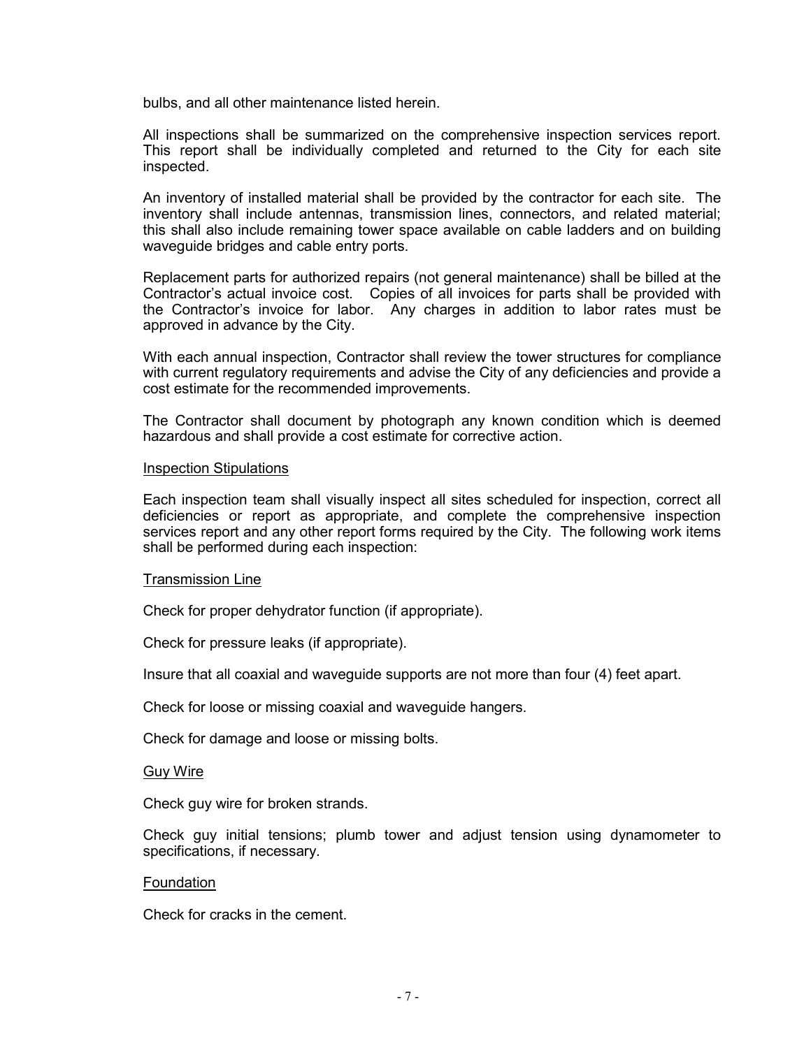bulbs, and all other maintenance listed herein.

All inspections shall be summarized on the comprehensive inspection services report. This report shall be individually completed and returned to the City for each site inspected.

An inventory of installed material shall be provided by the contractor for each site. The inventory shall include antennas, transmission lines, connectors, and related material; this shall also include remaining tower space available on cable ladders and on building waveguide bridges and cable entry ports.

Replacement parts for authorized repairs (not general maintenance) shall be billed at the Contractor's actual invoice cost. Copies of all invoices for parts shall be provided with the Contractor's invoice for labor. Any charges in addition to labor rates must be approved in advance by the City.

With each annual inspection, Contractor shall review the tower structures for compliance with current regulatory requirements and advise the City of any deficiencies and provide a cost estimate for the recommended improvements.

The Contractor shall document by photograph any known condition which is deemed hazardous and shall provide a cost estimate for corrective action.

<u>Inspection Stipulations</u>

Each inspection team shall visually inspect all sites scheduled for inspection, correct all deficiencies or report as appropriate, and complete the comprehensive inspection services report and any other report forms required by the City. The following work items shall be performed during each inspection:

<u>Transmission Line</u>

Check for proper dehydrator function (if appropriate).

Check for pressure leaks (if appropriate).

Insure that all coaxial and waveguide supports are not more than four (4) feet apart.

Check for loose or missing coaxial and waveguide hangers.

Check for damage and loose or missing bolts.

<u>Guy Wire</u>

Check guy wire for broken strands.

Check guy initial tensions; plumb tower and adjust tension using dynamometer to specifications, if necessary.

<u>Foundation</u>

Check for cracks in the cement.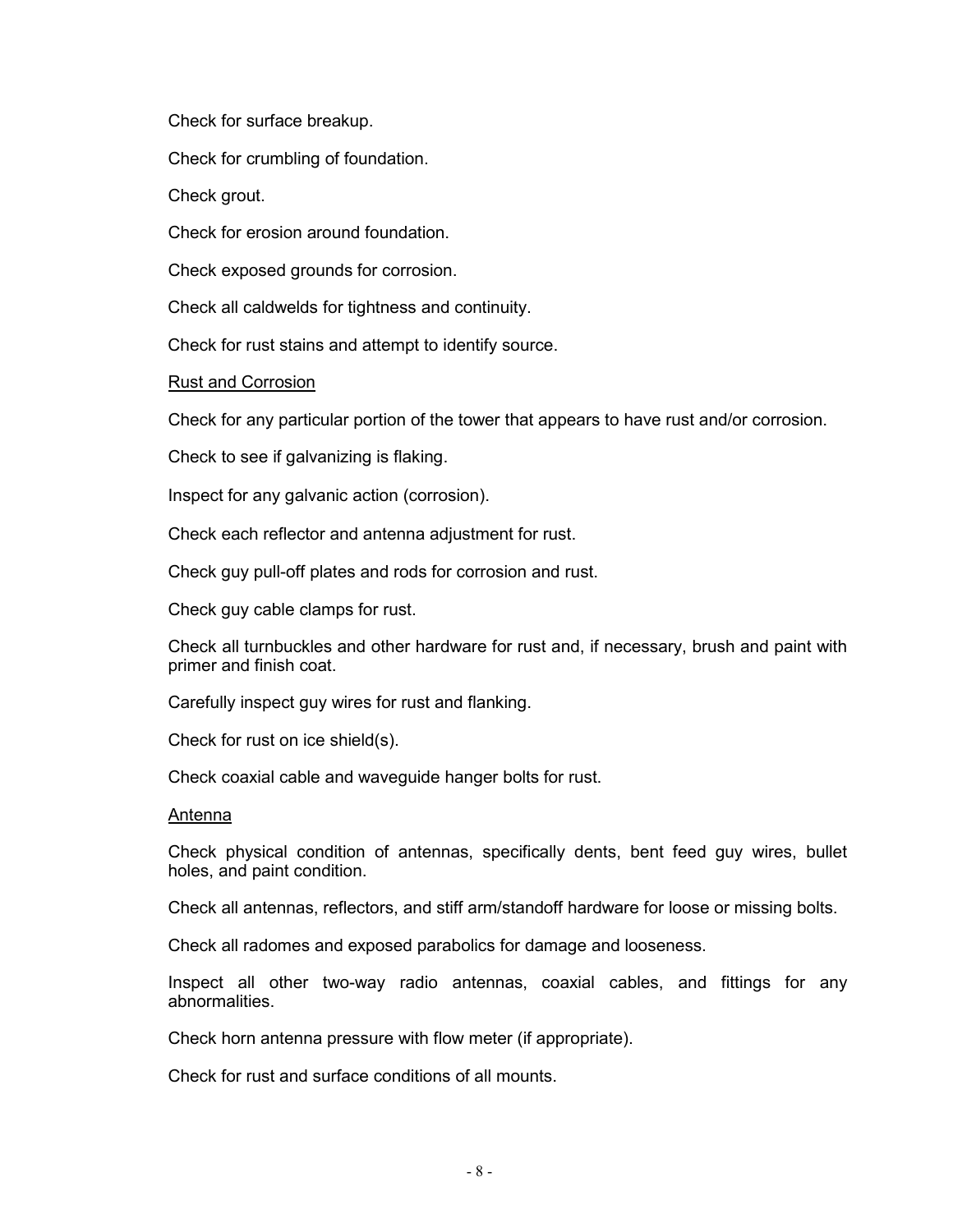Check for surface breakup.

Check for crumbling of foundation.

Check grout.

Check for erosion around foundation.

Check exposed grounds for corrosion.

Check all caldwelds for tightness and continuity.

Check for rust stains and attempt to identify source.

<u>Rust and Corrosion</u>

Check for any particular portion of the tower that appears to have rust and/or corrosion.

Check to see if galvanizing is flaking.

Inspect for any galvanic action (corrosion).

Check each reflector and antenna adjustment for rust.

Check guy pull-off plates and rods for corrosion and rust.

Check guy cable clamps for rust.

Check all turnbuckles and other hardware for rust and, if necessary, brush and paint with primer and finish coat.

Carefully inspect guy wires for rust and flanking.

Check for rust on ice shield(s).

Check coaxial cable and waveguide hanger bolts for rust.

<u>Antenna</u>

Check physical condition of antennas, specifically dents, bent feed guy wires, bullet holes, and paint condition.

Check all antennas, reflectors, and stiff arm/standoff hardware for loose or missing bolts.

Check all radomes and exposed parabolics for damage and looseness.

Inspect all other two-way radio antennas, coaxial cables, and fittings for any abnormalities.

Check horn antenna pressure with flow meter (if appropriate).

Check for rust and surface conditions of all mounts.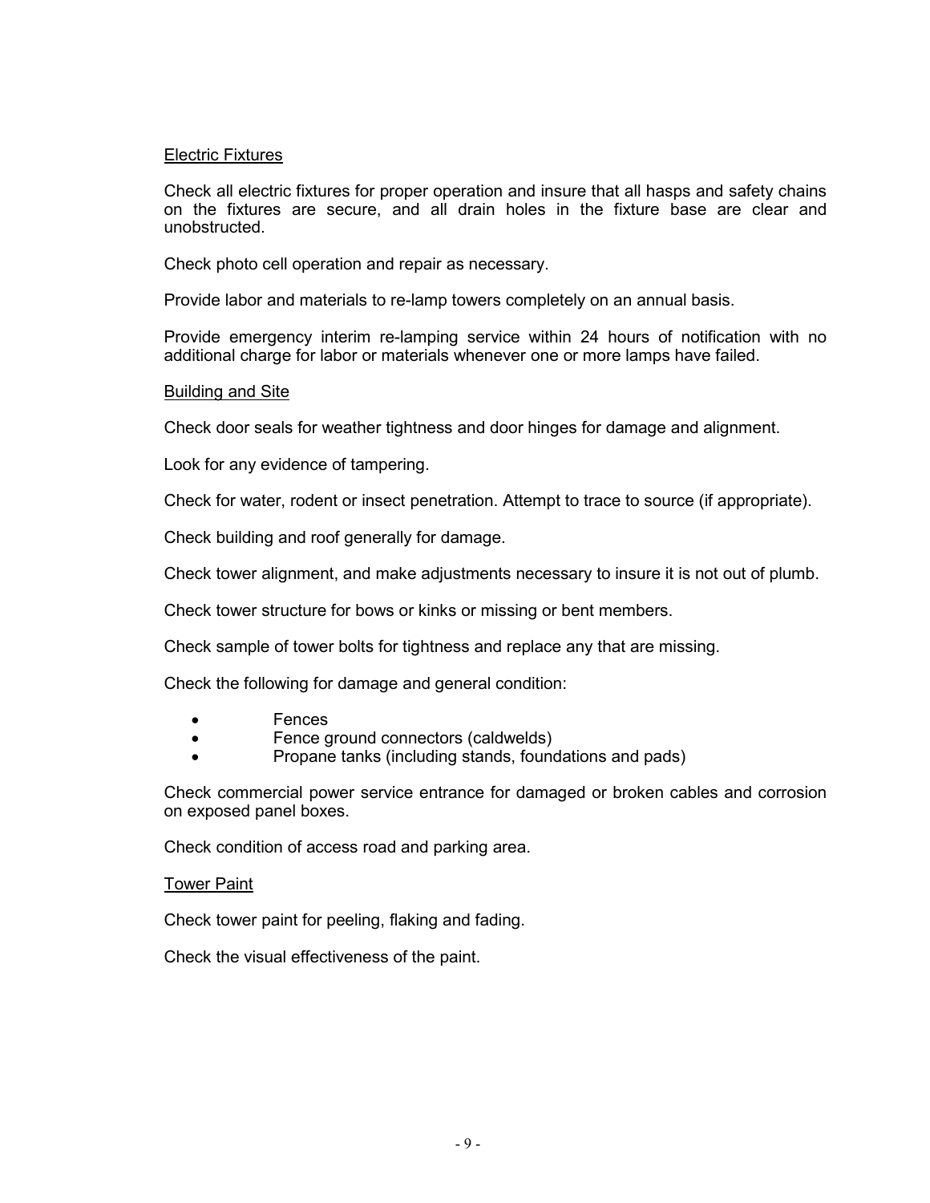Electric Fixtures

Check all electric fixtures for proper operation and insure that all hasps and safety chains on the fixtures are secure, and all drain holes in the fixture base are clear and unobstructed.

Check photo cell operation and repair as necessary.

Provide labor and materials to re-lamp towers completely on an annual basis.

Provide emergency interim re-lamping service within 24 hours of notification with no additional charge for labor or materials whenever one or more lamps have failed.

Building and Site

Check door seals for weather tightness and door hinges for damage and alignment.

Look for any evidence of tampering.

Check for water, rodent or insect penetration. Attempt to trace to source (if appropriate).

Check building and roof generally for damage.

Check tower alignment, and make adjustments necessary to insure it is not out of plumb.

Check tower structure for bows or kinks or missing or bent members.

Check sample of tower bolts for tightness and replace any that are missing.

Check the following for damage and general condition:

- Fences
- Fence ground connectors (caldwelds)
- Propane tanks (including stands, foundations and pads)

Check commercial power service entrance for damaged or broken cables and corrosion on exposed panel boxes.

Check condition of access road and parking area.

Tower Paint

Check tower paint for peeling, flaking and fading.

Check the visual effectiveness of the paint.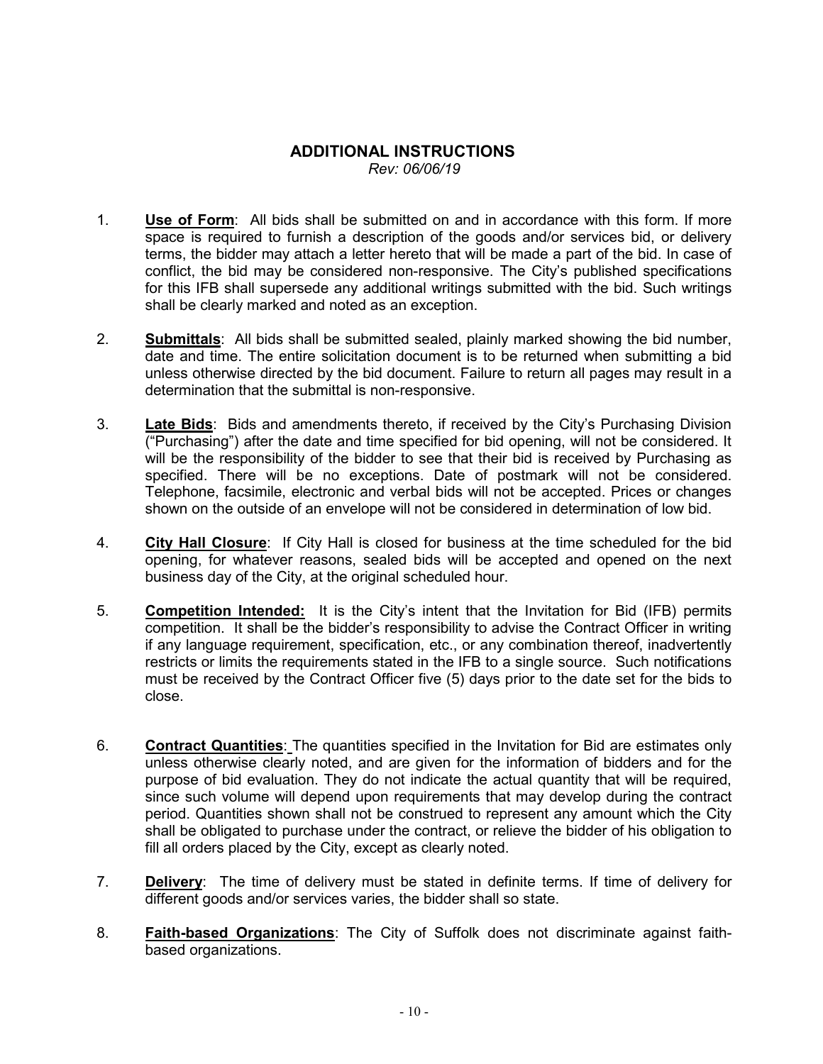## ADDITIONAL INSTRUCTIONS

*Rev: 06/06/19*

1. **Use of Form**: All bids shall be submitted on and in accordance with this form. If more space is required to furnish a description of the goods and/or services bid, or delivery terms, the bidder may attach a letter hereto that will be made a part of the bid. In case of conflict, the bid may be considered non-responsive. The City's published specifications for this IFB shall supersede any additional writings submitted with the bid. Such writings shall be clearly marked and noted as an exception.

2. **Submittals**: All bids shall be submitted sealed, plainly marked showing the bid number, date and time. The entire solicitation document is to be returned when submitting a bid unless otherwise directed by the bid document. Failure to return all pages may result in a determination that the submittal is non-responsive.

3. **Late Bids**: Bids and amendments thereto, if received by the City's Purchasing Division ("Purchasing") after the date and time specified for bid opening, will not be considered. It will be the responsibility of the bidder to see that their bid is received by Purchasing as specified. There will be no exceptions. Date of postmark will not be considered. Telephone, facsimile, electronic and verbal bids will not be accepted. Prices or changes shown on the outside of an envelope will not be considered in determination of low bid.

4. **City Hall Closure**: If City Hall is closed for business at the time scheduled for the bid opening, for whatever reasons, sealed bids will be accepted and opened on the next business day of the City, at the original scheduled hour.

5. **Competition Intended:** It is the City's intent that the Invitation for Bid (IFB) permits competition. It shall be the bidder's responsibility to advise the Contract Officer in writing if any language requirement, specification, etc., or any combination thereof, inadvertently restricts or limits the requirements stated in the IFB to a single source. Such notifications must be received by the Contract Officer five (5) days prior to the date set for the bids to close.

6. **Contract Quantities**: The quantities specified in the Invitation for Bid are estimates only unless otherwise clearly noted, and are given for the information of bidders and for the purpose of bid evaluation. They do not indicate the actual quantity that will be required, since such volume will depend upon requirements that may develop during the contract period. Quantities shown shall not be construed to represent any amount which the City shall be obligated to purchase under the contract, or relieve the bidder of his obligation to fill all orders placed by the City, except as clearly noted.

7. **Delivery**: The time of delivery must be stated in definite terms. If time of delivery for different goods and/or services varies, the bidder shall so state.

8. **Faith-based Organizations**: The City of Suffolk does not discriminate against faith-based organizations.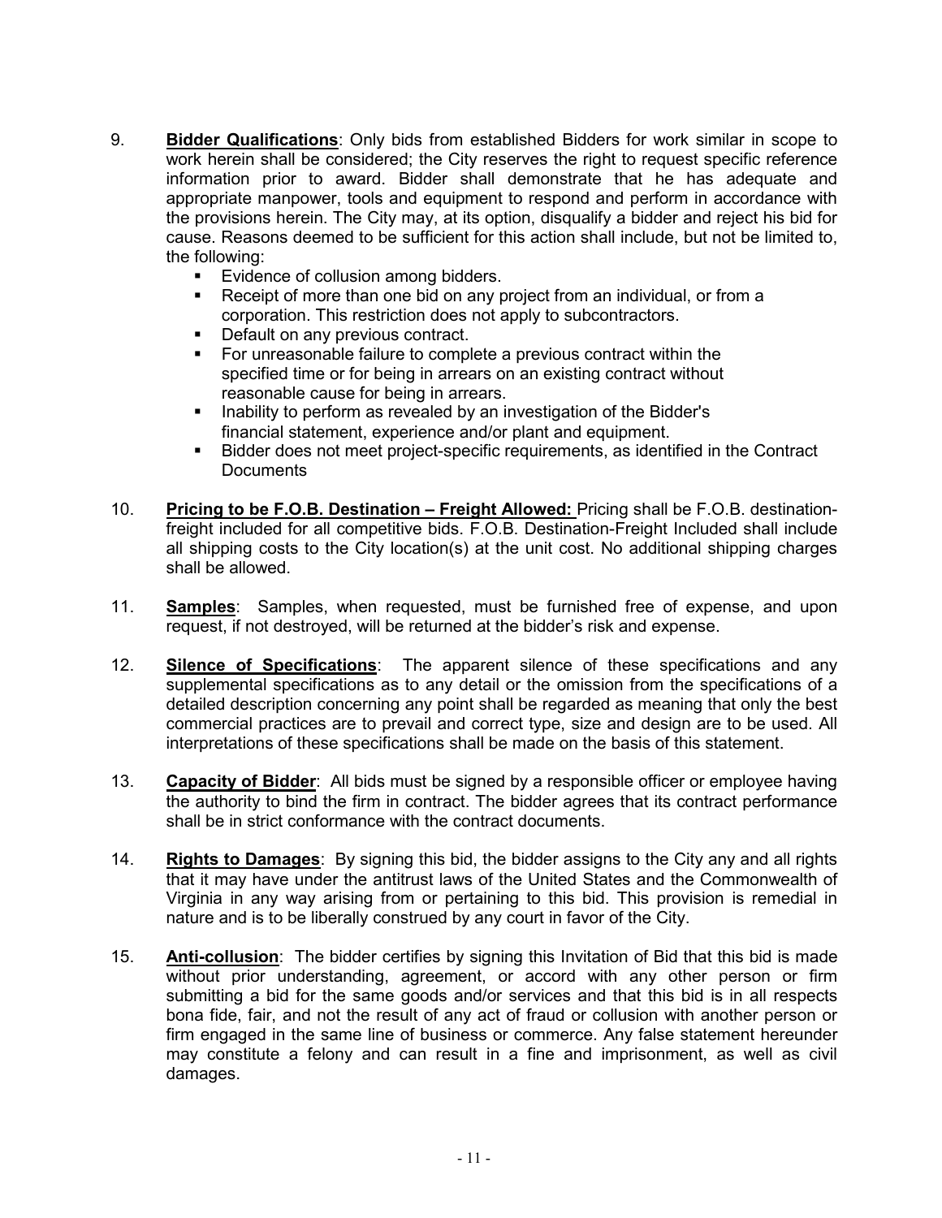9. **Bidder Qualifications**: Only bids from established Bidders for work similar in scope to work herein shall be considered; the City reserves the right to request specific reference information prior to award. Bidder shall demonstrate that he has adequate and appropriate manpower, tools and equipment to respond and perform in accordance with the provisions herein. The City may, at its option, disqualify a bidder and reject his bid for cause. Reasons deemed to be sufficient for this action shall include, but not be limited to, the following:
   - Evidence of collusion among bidders.
   - Receipt of more than one bid on any project from an individual, or from a corporation. This restriction does not apply to subcontractors.
   - Default on any previous contract.
   - For unreasonable failure to complete a previous contract within the specified time or for being in arrears on an existing contract without reasonable cause for being in arrears.
   - Inability to perform as revealed by an investigation of the Bidder's financial statement, experience and/or plant and equipment.
   - Bidder does not meet project-specific requirements, as identified in the Contract Documents

10. **Pricing to be F.O.B. Destination – Freight Allowed:** Pricing shall be F.O.B. destination-freight included for all competitive bids. F.O.B. Destination-Freight Included shall include all shipping costs to the City location(s) at the unit cost. No additional shipping charges shall be allowed.

11. **Samples**: Samples, when requested, must be furnished free of expense, and upon request, if not destroyed, will be returned at the bidder's risk and expense.

12. **Silence of Specifications**: The apparent silence of these specifications and any supplemental specifications as to any detail or the omission from the specifications of a detailed description concerning any point shall be regarded as meaning that only the best commercial practices are to prevail and correct type, size and design are to be used. All interpretations of these specifications shall be made on the basis of this statement.

13. **Capacity of Bidder**: All bids must be signed by a responsible officer or employee having the authority to bind the firm in contract. The bidder agrees that its contract performance shall be in strict conformance with the contract documents.

14. **Rights to Damages**: By signing this bid, the bidder assigns to the City any and all rights that it may have under the antitrust laws of the United States and the Commonwealth of Virginia in any way arising from or pertaining to this bid. This provision is remedial in nature and is to be liberally construed by any court in favor of the City.

15. **Anti-collusion**: The bidder certifies by signing this Invitation of Bid that this bid is made without prior understanding, agreement, or accord with any other person or firm submitting a bid for the same goods and/or services and that this bid is in all respects bona fide, fair, and not the result of any act of fraud or collusion with another person or firm engaged in the same line of business or commerce. Any false statement hereunder may constitute a felony and can result in a fine and imprisonment, as well as civil damages.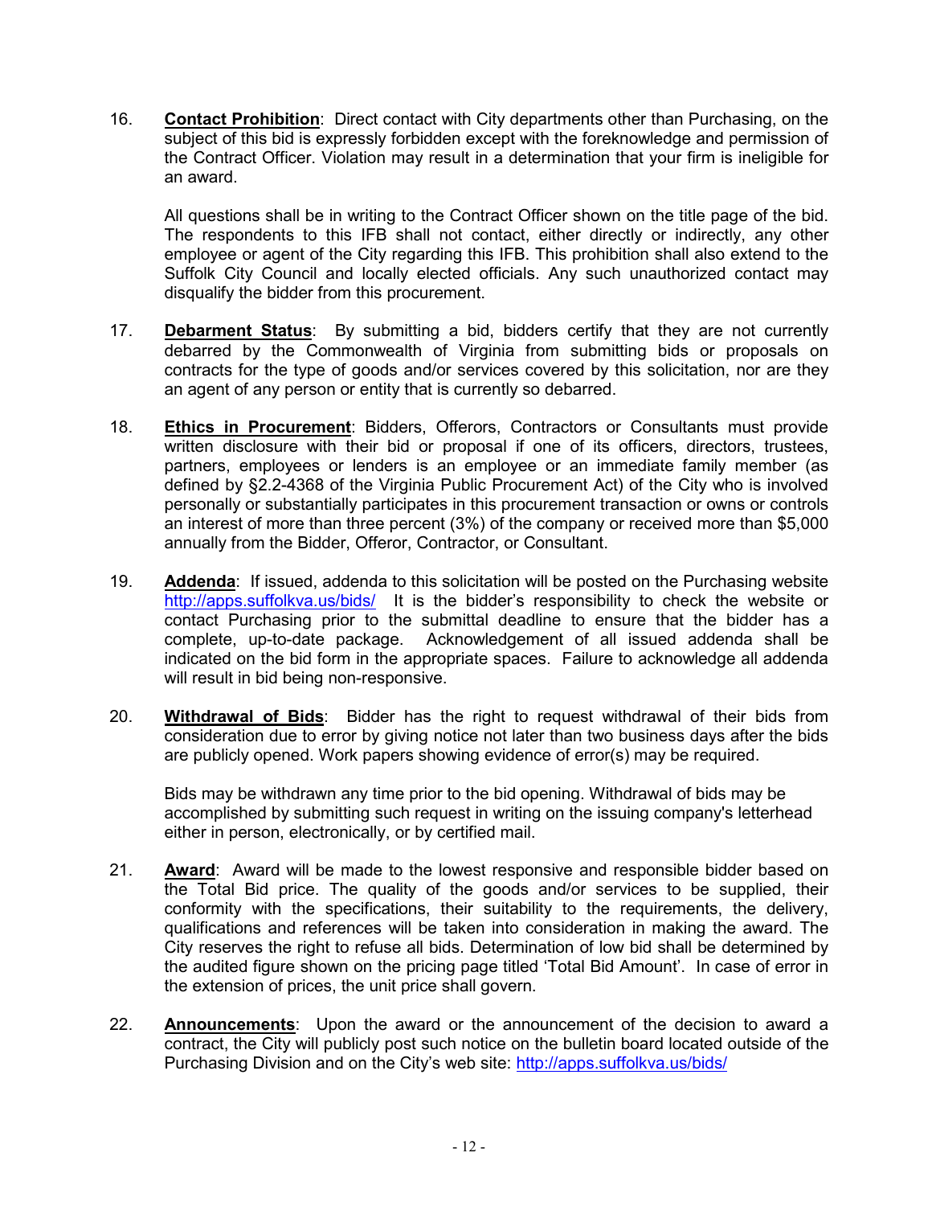16. **Contact Prohibition**: Direct contact with City departments other than Purchasing, on the subject of this bid is expressly forbidden except with the foreknowledge and permission of the Contract Officer. Violation may result in a determination that your firm is ineligible for an award.

    All questions shall be in writing to the Contract Officer shown on the title page of the bid. The respondents to this IFB shall not contact, either directly or indirectly, any other employee or agent of the City regarding this IFB. This prohibition shall also extend to the Suffolk City Council and locally elected officials. Any such unauthorized contact may disqualify the bidder from this procurement.

17. **Debarment Status**: By submitting a bid, bidders certify that they are not currently debarred by the Commonwealth of Virginia from submitting bids or proposals on contracts for the type of goods and/or services covered by this solicitation, nor are they an agent of any person or entity that is currently so debarred.

18. **Ethics in Procurement**: Bidders, Offerors, Contractors or Consultants must provide written disclosure with their bid or proposal if one of its officers, directors, trustees, partners, employees or lenders is an employee or an immediate family member (as defined by §2.2-4368 of the Virginia Public Procurement Act) of the City who is involved personally or substantially participates in this procurement transaction or owns or controls an interest of more than three percent (3%) of the company or received more than $5,000 annually from the Bidder, Offeror, Contractor, or Consultant.

19. **Addenda**: If issued, addenda to this solicitation will be posted on the Purchasing website http://apps.suffolkva.us/bids/ It is the bidder's responsibility to check the website or contact Purchasing prior to the submittal deadline to ensure that the bidder has a complete, up-to-date package. Acknowledgement of all issued addenda shall be indicated on the bid form in the appropriate spaces. Failure to acknowledge all addenda will result in bid being non-responsive.

20. **Withdrawal of Bids**: Bidder has the right to request withdrawal of their bids from consideration due to error by giving notice not later than two business days after the bids are publicly opened. Work papers showing evidence of error(s) may be required.

    Bids may be withdrawn any time prior to the bid opening. Withdrawal of bids may be accomplished by submitting such request in writing on the issuing company's letterhead either in person, electronically, or by certified mail.

21. **Award**: Award will be made to the lowest responsive and responsible bidder based on the Total Bid price. The quality of the goods and/or services to be supplied, their conformity with the specifications, their suitability to the requirements, the delivery, qualifications and references will be taken into consideration in making the award. The City reserves the right to refuse all bids. Determination of low bid shall be determined by the audited figure shown on the pricing page titled 'Total Bid Amount'. In case of error in the extension of prices, the unit price shall govern.

22. **Announcements**: Upon the award or the announcement of the decision to award a contract, the City will publicly post such notice on the bulletin board located outside of the Purchasing Division and on the City's web site: http://apps.suffolkva.us/bids/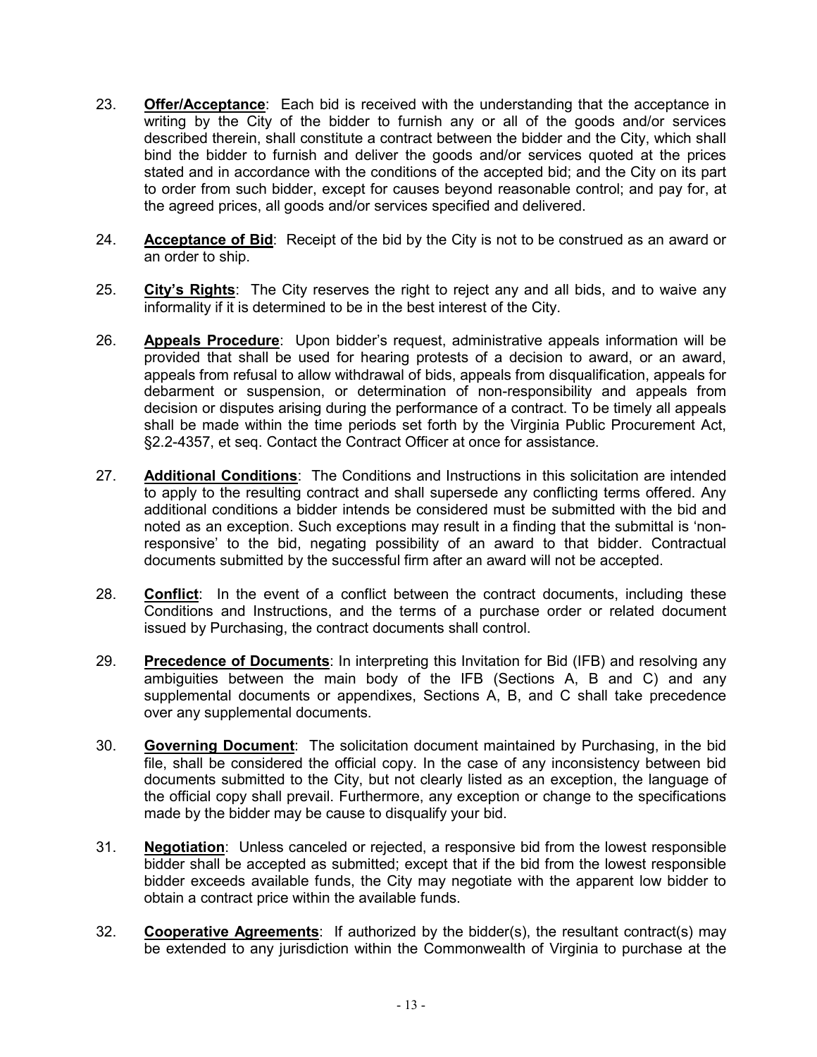23. **Offer/Acceptance**: Each bid is received with the understanding that the acceptance in writing by the City of the bidder to furnish any or all of the goods and/or services described therein, shall constitute a contract between the bidder and the City, which shall bind the bidder to furnish and deliver the goods and/or services quoted at the prices stated and in accordance with the conditions of the accepted bid; and the City on its part to order from such bidder, except for causes beyond reasonable control; and pay for, at the agreed prices, all goods and/or services specified and delivered.

24. **Acceptance of Bid**: Receipt of the bid by the City is not to be construed as an award or an order to ship.

25. **City's Rights**: The City reserves the right to reject any and all bids, and to waive any informality if it is determined to be in the best interest of the City.

26. **Appeals Procedure**: Upon bidder's request, administrative appeals information will be provided that shall be used for hearing protests of a decision to award, or an award, appeals from refusal to allow withdrawal of bids, appeals from disqualification, appeals for debarment or suspension, or determination of non-responsibility and appeals from decision or disputes arising during the performance of a contract. To be timely all appeals shall be made within the time periods set forth by the Virginia Public Procurement Act, §2.2-4357, et seq. Contact the Contract Officer at once for assistance.

27. **Additional Conditions**: The Conditions and Instructions in this solicitation are intended to apply to the resulting contract and shall supersede any conflicting terms offered. Any additional conditions a bidder intends be considered must be submitted with the bid and noted as an exception. Such exceptions may result in a finding that the submittal is 'non-responsive' to the bid, negating possibility of an award to that bidder. Contractual documents submitted by the successful firm after an award will not be accepted.

28. **Conflict**: In the event of a conflict between the contract documents, including these Conditions and Instructions, and the terms of a purchase order or related document issued by Purchasing, the contract documents shall control.

29. **Precedence of Documents**: In interpreting this Invitation for Bid (IFB) and resolving any ambiguities between the main body of the IFB (Sections A, B and C) and any supplemental documents or appendixes, Sections A, B, and C shall take precedence over any supplemental documents.

30. **Governing Document**: The solicitation document maintained by Purchasing, in the bid file, shall be considered the official copy. In the case of any inconsistency between bid documents submitted to the City, but not clearly listed as an exception, the language of the official copy shall prevail. Furthermore, any exception or change to the specifications made by the bidder may be cause to disqualify your bid.

31. **Negotiation**: Unless canceled or rejected, a responsive bid from the lowest responsible bidder shall be accepted as submitted; except that if the bid from the lowest responsible bidder exceeds available funds, the City may negotiate with the apparent low bidder to obtain a contract price within the available funds.

32. **Cooperative Agreements**: If authorized by the bidder(s), the resultant contract(s) may be extended to any jurisdiction within the Commonwealth of Virginia to purchase at the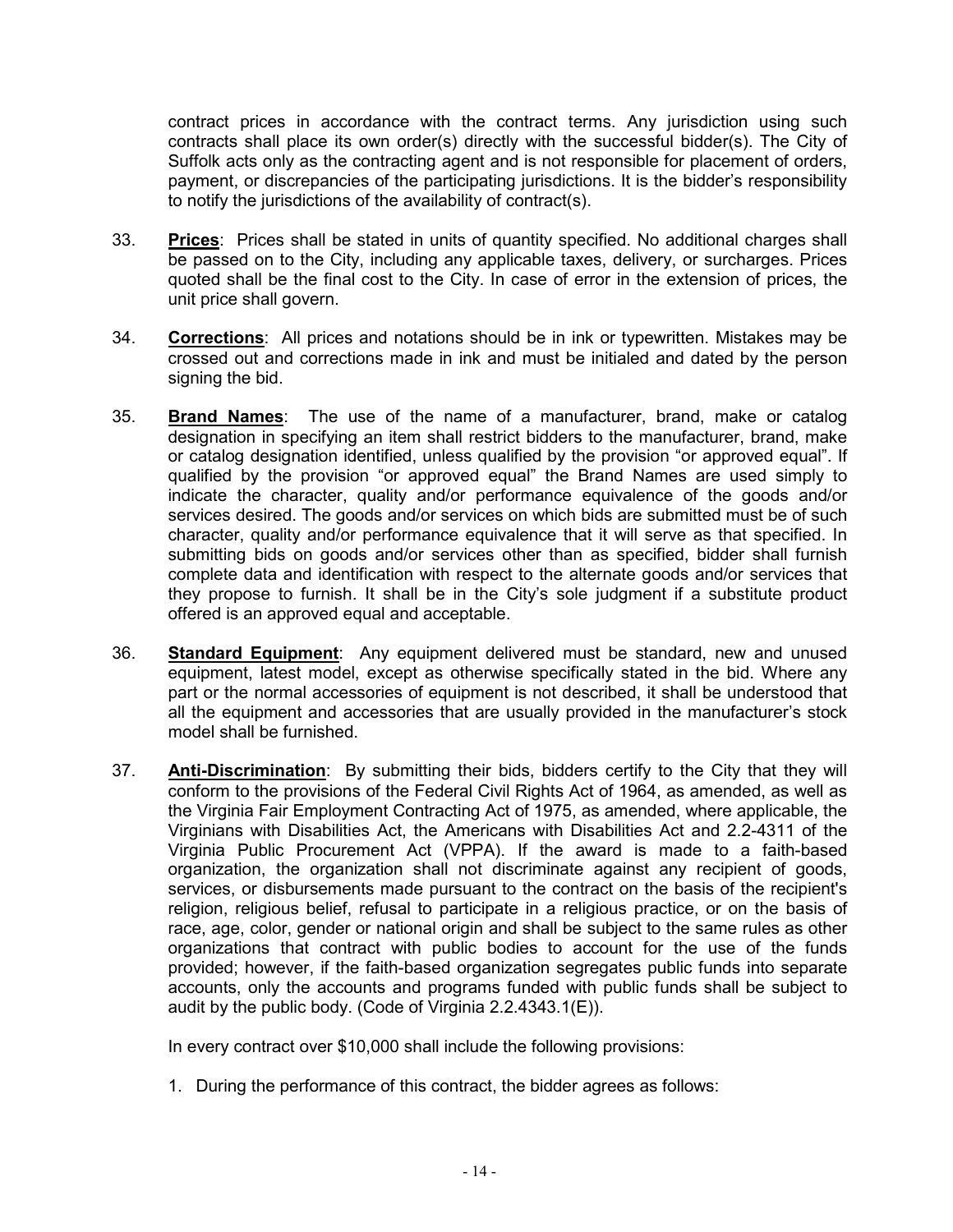contract prices in accordance with the contract terms. Any jurisdiction using such contracts shall place its own order(s) directly with the successful bidder(s). The City of Suffolk acts only as the contracting agent and is not responsible for placement of orders, payment, or discrepancies of the participating jurisdictions. It is the bidder's responsibility to notify the jurisdictions of the availability of contract(s).

33. **Prices**: Prices shall be stated in units of quantity specified. No additional charges shall be passed on to the City, including any applicable taxes, delivery, or surcharges. Prices quoted shall be the final cost to the City. In case of error in the extension of prices, the unit price shall govern.

34. **Corrections**: All prices and notations should be in ink or typewritten. Mistakes may be crossed out and corrections made in ink and must be initialed and dated by the person signing the bid.

35. **Brand Names**: The use of the name of a manufacturer, brand, make or catalog designation in specifying an item shall restrict bidders to the manufacturer, brand, make or catalog designation identified, unless qualified by the provision "or approved equal". If qualified by the provision "or approved equal" the Brand Names are used simply to indicate the character, quality and/or performance equivalence of the goods and/or services desired. The goods and/or services on which bids are submitted must be of such character, quality and/or performance equivalence that it will serve as that specified. In submitting bids on goods and/or services other than as specified, bidder shall furnish complete data and identification with respect to the alternate goods and/or services that they propose to furnish. It shall be in the City's sole judgment if a substitute product offered is an approved equal and acceptable.

36. **Standard Equipment**: Any equipment delivered must be standard, new and unused equipment, latest model, except as otherwise specifically stated in the bid. Where any part or the normal accessories of equipment is not described, it shall be understood that all the equipment and accessories that are usually provided in the manufacturer's stock model shall be furnished.

37. **Anti-Discrimination**: By submitting their bids, bidders certify to the City that they will conform to the provisions of the Federal Civil Rights Act of 1964, as amended, as well as the Virginia Fair Employment Contracting Act of 1975, as amended, where applicable, the Virginians with Disabilities Act, the Americans with Disabilities Act and 2.2-4311 of the Virginia Public Procurement Act (VPPA). If the award is made to a faith-based organization, the organization shall not discriminate against any recipient of goods, services, or disbursements made pursuant to the contract on the basis of the recipient's religion, religious belief, refusal to participate in a religious practice, or on the basis of race, age, color, gender or national origin and shall be subject to the same rules as other organizations that contract with public bodies to account for the use of the funds provided; however, if the faith-based organization segregates public funds into separate accounts, only the accounts and programs funded with public funds shall be subject to audit by the public body. (Code of Virginia 2.2.4343.1(E)).

    In every contract over $10,000 shall include the following provisions:

    1. During the performance of this contract, the bidder agrees as follows: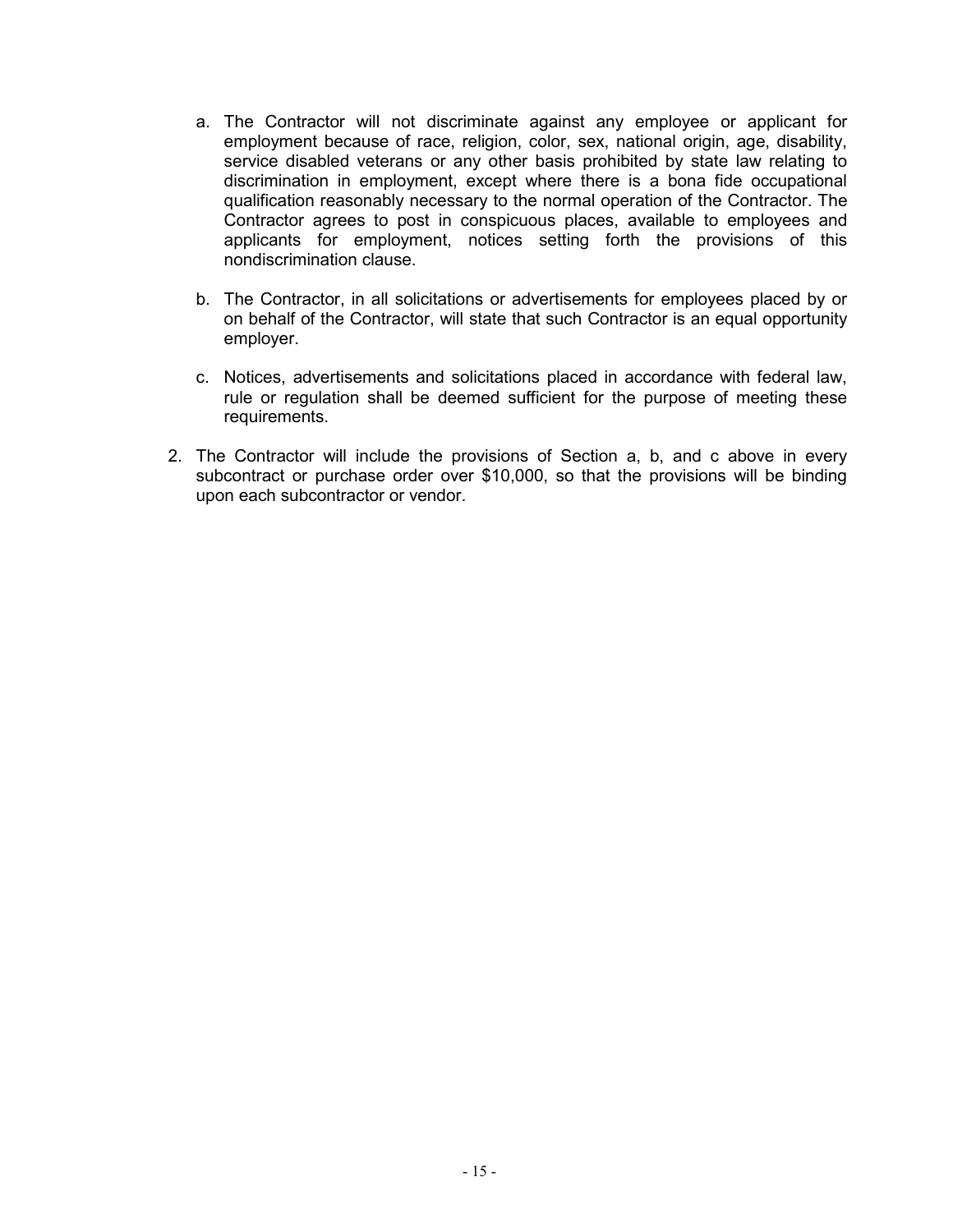a. The Contractor will not discriminate against any employee or applicant for employment because of race, religion, color, sex, national origin, age, disability, service disabled veterans or any other basis prohibited by state law relating to discrimination in employment, except where there is a bona fide occupational qualification reasonably necessary to the normal operation of the Contractor. The Contractor agrees to post in conspicuous places, available to employees and applicants for employment, notices setting forth the provisions of this nondiscrimination clause.

b. The Contractor, in all solicitations or advertisements for employees placed by or on behalf of the Contractor, will state that such Contractor is an equal opportunity employer.

c. Notices, advertisements and solicitations placed in accordance with federal law, rule or regulation shall be deemed sufficient for the purpose of meeting these requirements.

2. The Contractor will include the provisions of Section a, b, and c above in every subcontract or purchase order over $10,000, so that the provisions will be binding upon each subcontractor or vendor.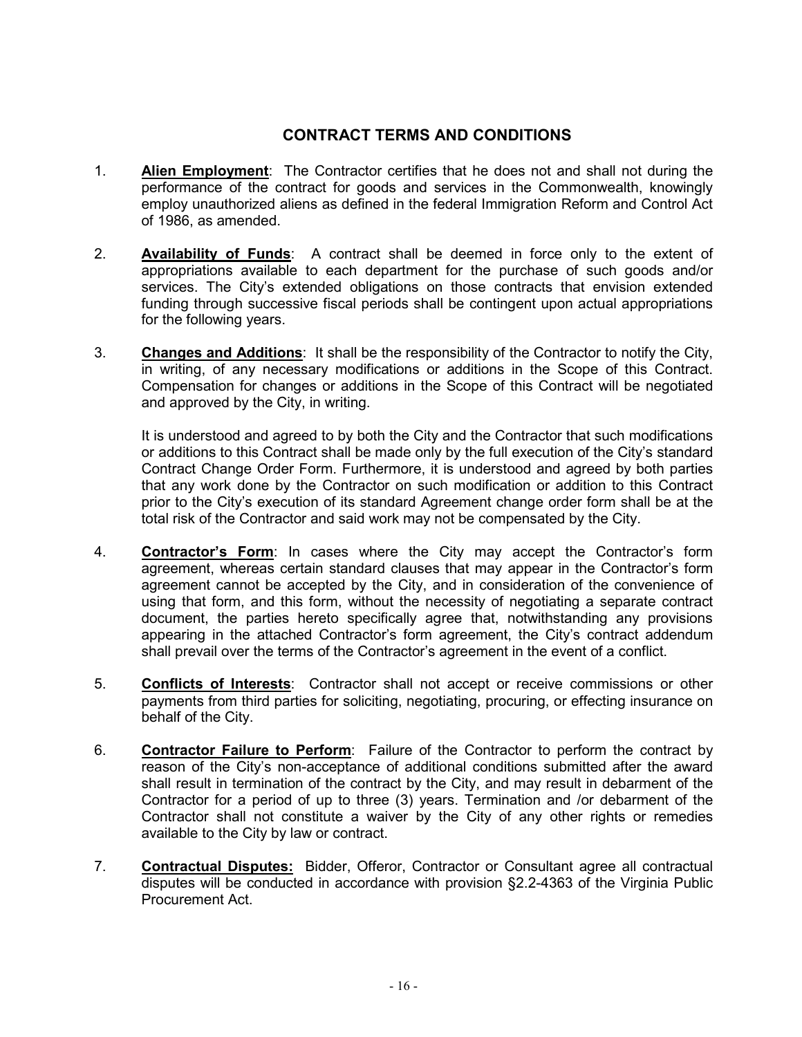## CONTRACT TERMS AND CONDITIONS

1. **Alien Employment**: The Contractor certifies that he does not and shall not during the performance of the contract for goods and services in the Commonwealth, knowingly employ unauthorized aliens as defined in the federal Immigration Reform and Control Act of 1986, as amended.

2. **Availability of Funds**: A contract shall be deemed in force only to the extent of appropriations available to each department for the purchase of such goods and/or services. The City's extended obligations on those contracts that envision extended funding through successive fiscal periods shall be contingent upon actual appropriations for the following years.

3. **Changes and Additions**: It shall be the responsibility of the Contractor to notify the City, in writing, of any necessary modifications or additions in the Scope of this Contract. Compensation for changes or additions in the Scope of this Contract will be negotiated and approved by the City, in writing.

   It is understood and agreed to by both the City and the Contractor that such modifications or additions to this Contract shall be made only by the full execution of the City's standard Contract Change Order Form. Furthermore, it is understood and agreed by both parties that any work done by the Contractor on such modification or addition to this Contract prior to the City's execution of its standard Agreement change order form shall be at the total risk of the Contractor and said work may not be compensated by the City.

4. **Contractor's Form**: In cases where the City may accept the Contractor's form agreement, whereas certain standard clauses that may appear in the Contractor's form agreement cannot be accepted by the City, and in consideration of the convenience of using that form, and this form, without the necessity of negotiating a separate contract document, the parties hereto specifically agree that, notwithstanding any provisions appearing in the attached Contractor's form agreement, the City's contract addendum shall prevail over the terms of the Contractor's agreement in the event of a conflict.

5. **Conflicts of Interests**: Contractor shall not accept or receive commissions or other payments from third parties for soliciting, negotiating, procuring, or effecting insurance on behalf of the City.

6. **Contractor Failure to Perform**: Failure of the Contractor to perform the contract by reason of the City's non-acceptance of additional conditions submitted after the award shall result in termination of the contract by the City, and may result in debarment of the Contractor for a period of up to three (3) years. Termination and /or debarment of the Contractor shall not constitute a waiver by the City of any other rights or remedies available to the City by law or contract.

7. **Contractual Disputes:** Bidder, Offeror, Contractor or Consultant agree all contractual disputes will be conducted in accordance with provision §2.2-4363 of the Virginia Public Procurement Act.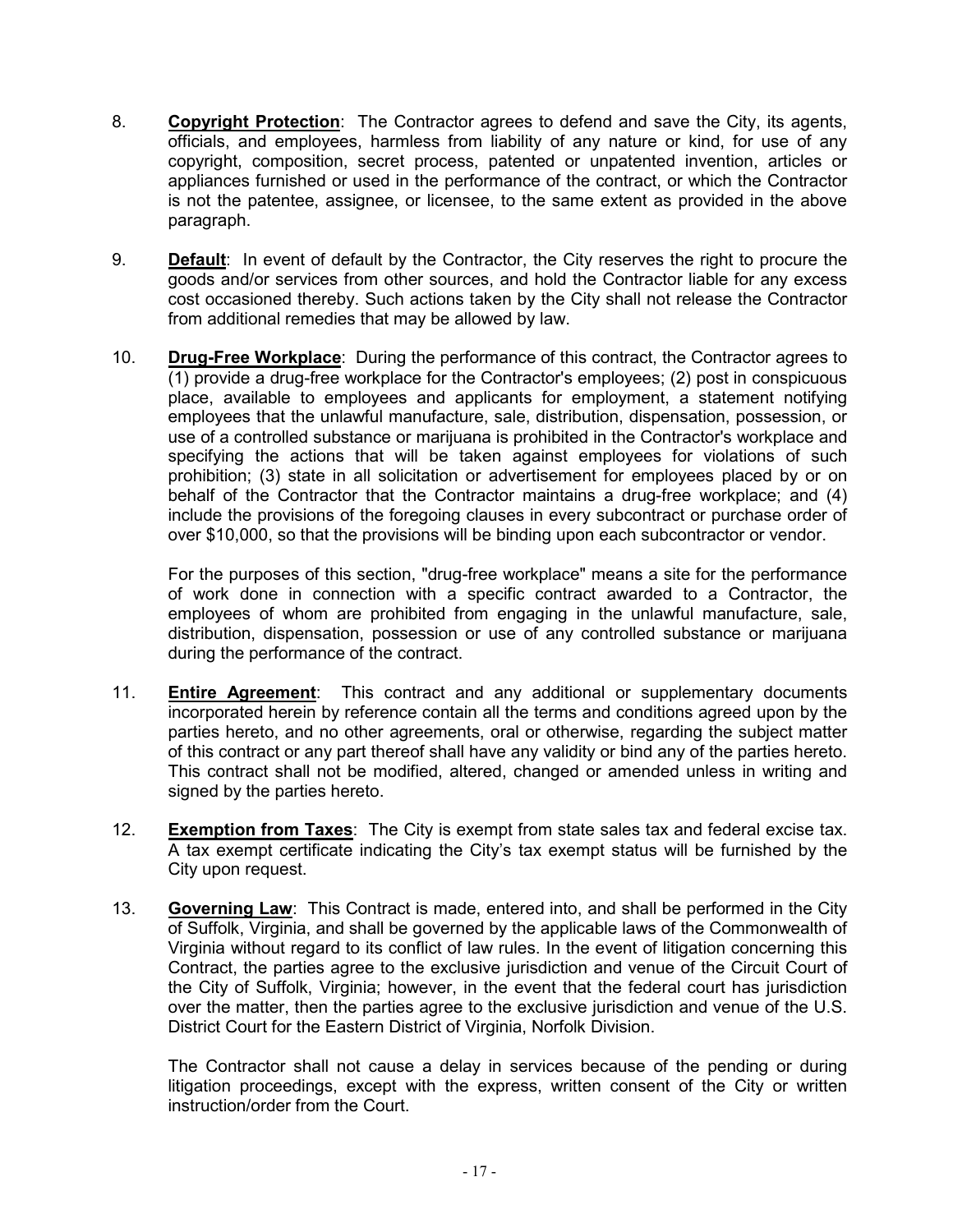8. **Copyright Protection**: The Contractor agrees to defend and save the City, its agents, officials, and employees, harmless from liability of any nature or kind, for use of any copyright, composition, secret process, patented or unpatented invention, articles or appliances furnished or used in the performance of the contract, or which the Contractor is not the patentee, assignee, or licensee, to the same extent as provided in the above paragraph.

9. **Default**: In event of default by the Contractor, the City reserves the right to procure the goods and/or services from other sources, and hold the Contractor liable for any excess cost occasioned thereby. Such actions taken by the City shall not release the Contractor from additional remedies that may be allowed by law.

10. **Drug-Free Workplace**: During the performance of this contract, the Contractor agrees to (1) provide a drug-free workplace for the Contractor's employees; (2) post in conspicuous place, available to employees and applicants for employment, a statement notifying employees that the unlawful manufacture, sale, distribution, dispensation, possession, or use of a controlled substance or marijuana is prohibited in the Contractor's workplace and specifying the actions that will be taken against employees for violations of such prohibition; (3) state in all solicitation or advertisement for employees placed by or on behalf of the Contractor that the Contractor maintains a drug-free workplace; and (4) include the provisions of the foregoing clauses in every subcontract or purchase order of over $10,000, so that the provisions will be binding upon each subcontractor or vendor.

    For the purposes of this section, "drug-free workplace" means a site for the performance of work done in connection with a specific contract awarded to a Contractor, the employees of whom are prohibited from engaging in the unlawful manufacture, sale, distribution, dispensation, possession or use of any controlled substance or marijuana during the performance of the contract.

11. **Entire Agreement**: This contract and any additional or supplementary documents incorporated herein by reference contain all the terms and conditions agreed upon by the parties hereto, and no other agreements, oral or otherwise, regarding the subject matter of this contract or any part thereof shall have any validity or bind any of the parties hereto. This contract shall not be modified, altered, changed or amended unless in writing and signed by the parties hereto.

12. **Exemption from Taxes**: The City is exempt from state sales tax and federal excise tax. A tax exempt certificate indicating the City's tax exempt status will be furnished by the City upon request.

13. **Governing Law**: This Contract is made, entered into, and shall be performed in the City of Suffolk, Virginia, and shall be governed by the applicable laws of the Commonwealth of Virginia without regard to its conflict of law rules. In the event of litigation concerning this Contract, the parties agree to the exclusive jurisdiction and venue of the Circuit Court of the City of Suffolk, Virginia; however, in the event that the federal court has jurisdiction over the matter, then the parties agree to the exclusive jurisdiction and venue of the U.S. District Court for the Eastern District of Virginia, Norfolk Division.

    The Contractor shall not cause a delay in services because of the pending or during litigation proceedings, except with the express, written consent of the City or written instruction/order from the Court.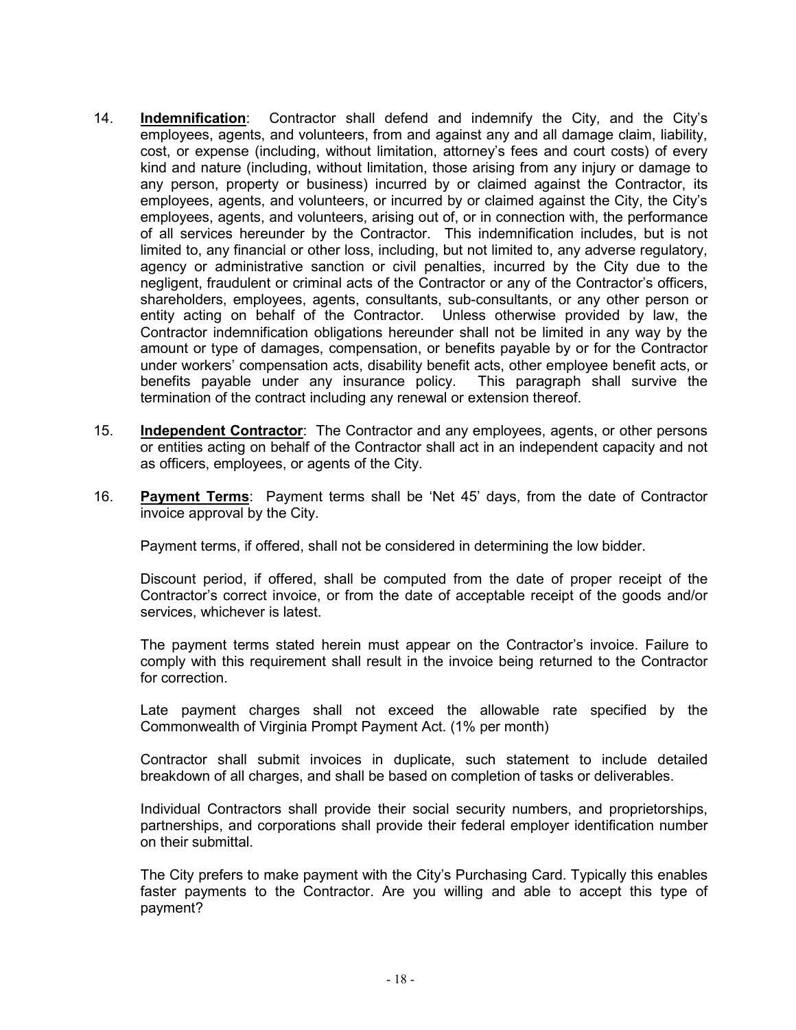14. **Indemnification**: Contractor shall defend and indemnify the City, and the City's employees, agents, and volunteers, from and against any and all damage claim, liability, cost, or expense (including, without limitation, attorney's fees and court costs) of every kind and nature (including, without limitation, those arising from any injury or damage to any person, property or business) incurred by or claimed against the Contractor, its employees, agents, and volunteers, or incurred by or claimed against the City, the City's employees, agents, and volunteers, arising out of, or in connection with, the performance of all services hereunder by the Contractor. This indemnification includes, but is not limited to, any financial or other loss, including, but not limited to, any adverse regulatory, agency or administrative sanction or civil penalties, incurred by the City due to the negligent, fraudulent or criminal acts of the Contractor or any of the Contractor's officers, shareholders, employees, agents, consultants, sub-consultants, or any other person or entity acting on behalf of the Contractor. Unless otherwise provided by law, the Contractor indemnification obligations hereunder shall not be limited in any way by the amount or type of damages, compensation, or benefits payable by or for the Contractor under workers' compensation acts, disability benefit acts, other employee benefit acts, or benefits payable under any insurance policy. This paragraph shall survive the termination of the contract including any renewal or extension thereof.

15. **Independent Contractor**: The Contractor and any employees, agents, or other persons or entities acting on behalf of the Contractor shall act in an independent capacity and not as officers, employees, or agents of the City.

16. **Payment Terms**: Payment terms shall be 'Net 45' days, from the date of Contractor invoice approval by the City.

    Payment terms, if offered, shall not be considered in determining the low bidder.

    Discount period, if offered, shall be computed from the date of proper receipt of the Contractor's correct invoice, or from the date of acceptable receipt of the goods and/or services, whichever is latest.

    The payment terms stated herein must appear on the Contractor's invoice. Failure to comply with this requirement shall result in the invoice being returned to the Contractor for correction.

    Late payment charges shall not exceed the allowable rate specified by the Commonwealth of Virginia Prompt Payment Act. (1% per month)

    Contractor shall submit invoices in duplicate, such statement to include detailed breakdown of all charges, and shall be based on completion of tasks or deliverables.

    Individual Contractors shall provide their social security numbers, and proprietorships, partnerships, and corporations shall provide their federal employer identification number on their submittal.

    The City prefers to make payment with the City's Purchasing Card. Typically this enables faster payments to the Contractor. Are you willing and able to accept this type of payment?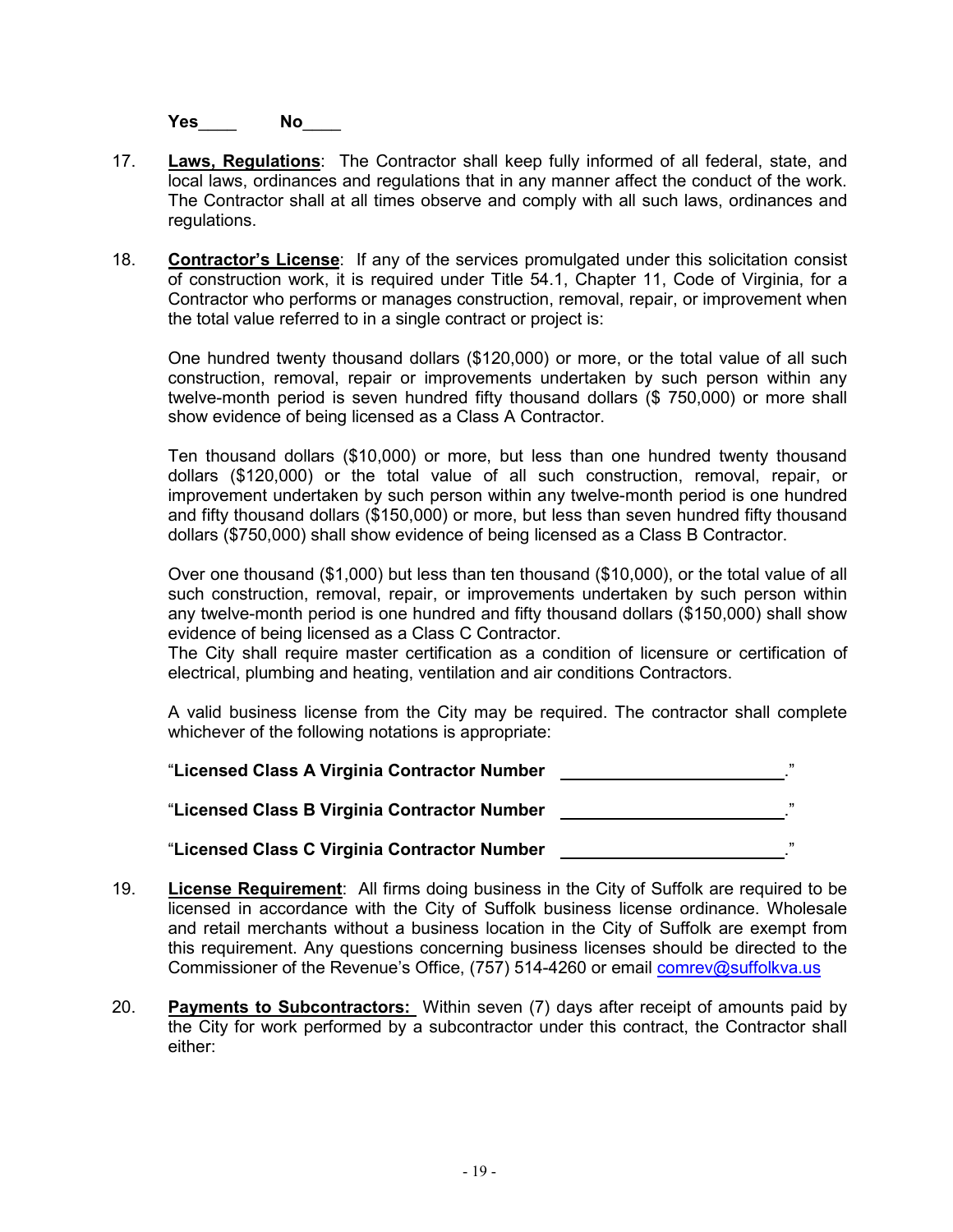**Yes____ No____**

17. **Laws, Regulations**: The Contractor shall keep fully informed of all federal, state, and local laws, ordinances and regulations that in any manner affect the conduct of the work. The Contractor shall at all times observe and comply with all such laws, ordinances and regulations.

18. **Contractor's License**: If any of the services promulgated under this solicitation consist of construction work, it is required under Title 54.1, Chapter 11, Code of Virginia, for a Contractor who performs or manages construction, removal, repair, or improvement when the total value referred to in a single contract or project is:

    One hundred twenty thousand dollars ($120,000) or more, or the total value of all such construction, removal, repair or improvements undertaken by such person within any twelve-month period is seven hundred fifty thousand dollars ($ 750,000) or more shall show evidence of being licensed as a Class A Contractor.

    Ten thousand dollars ($10,000) or more, but less than one hundred twenty thousand dollars ($120,000) or the total value of all such construction, removal, repair, or improvement undertaken by such person within any twelve-month period is one hundred and fifty thousand dollars ($150,000) or more, but less than seven hundred fifty thousand dollars ($750,000) shall show evidence of being licensed as a Class B Contractor.

    Over one thousand ($1,000) but less than ten thousand ($10,000), or the total value of all such construction, removal, repair, or improvements undertaken by such person within any twelve-month period is one hundred and fifty thousand dollars ($150,000) shall show evidence of being licensed as a Class C Contractor.
    The City shall require master certification as a condition of licensure or certification of electrical, plumbing and heating, ventilation and air conditions Contractors.

    A valid business license from the City may be required. The contractor shall complete whichever of the following notations is appropriate:

    "**Licensed Class A Virginia Contractor Number** ________________________."

    "**Licensed Class B Virginia Contractor Number** ________________________."

    "**Licensed Class C Virginia Contractor Number** ________________________."

19. **License Requirement**: All firms doing business in the City of Suffolk are required to be licensed in accordance with the City of Suffolk business license ordinance. Wholesale and retail merchants without a business location in the City of Suffolk are exempt from this requirement. Any questions concerning business licenses should be directed to the Commissioner of the Revenue's Office, (757) 514-4260 or email comrev@suffolkva.us

20. **Payments to Subcontractors:** Within seven (7) days after receipt of amounts paid by the City for work performed by a subcontractor under this contract, the Contractor shall either: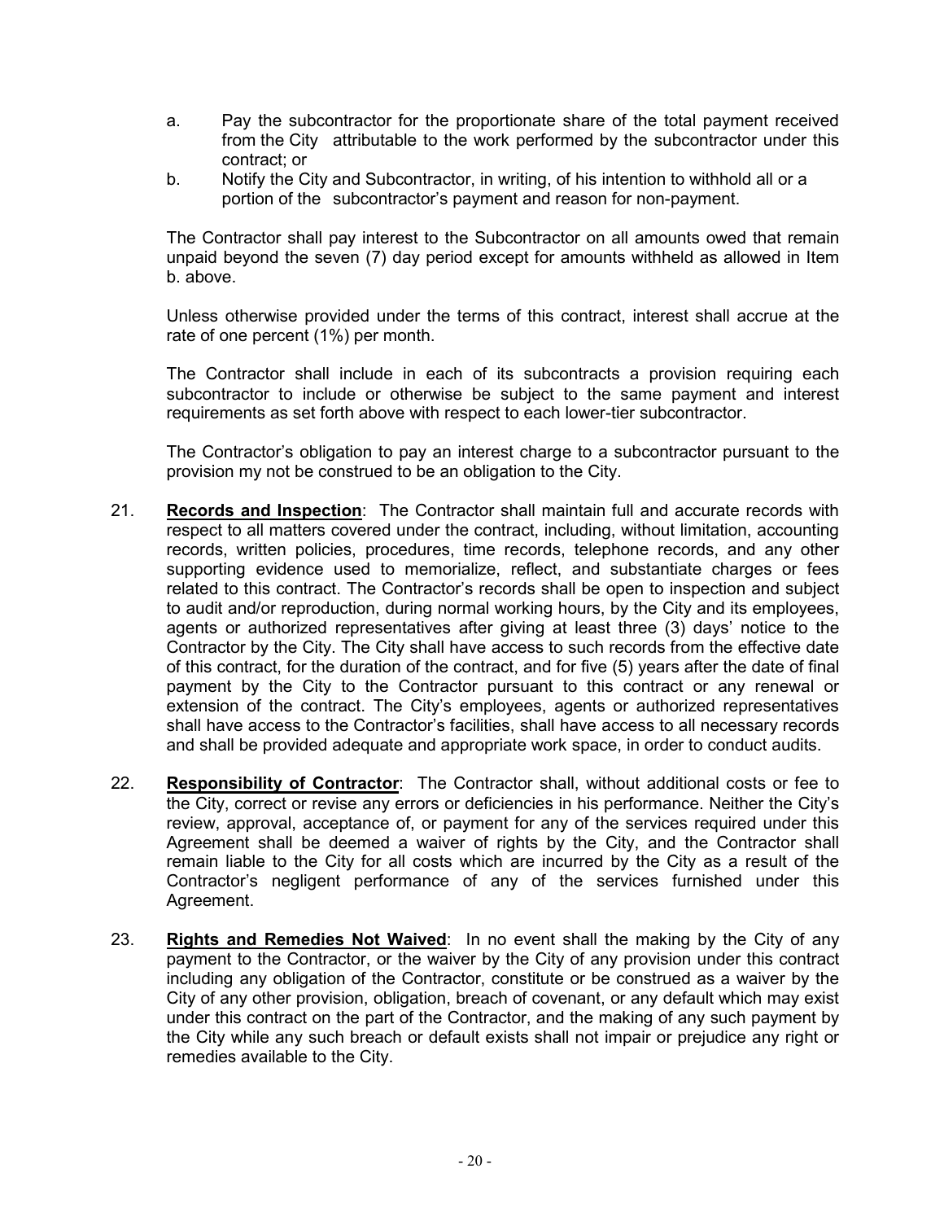a. Pay the subcontractor for the proportionate share of the total payment received from the City attributable to the work performed by the subcontractor under this contract; or

b. Notify the City and Subcontractor, in writing, of his intention to withhold all or a portion of the subcontractor's payment and reason for non-payment.

The Contractor shall pay interest to the Subcontractor on all amounts owed that remain unpaid beyond the seven (7) day period except for amounts withheld as allowed in Item b. above.

Unless otherwise provided under the terms of this contract, interest shall accrue at the rate of one percent (1%) per month.

The Contractor shall include in each of its subcontracts a provision requiring each subcontractor to include or otherwise be subject to the same payment and interest requirements as set forth above with respect to each lower-tier subcontractor.

The Contractor's obligation to pay an interest charge to a subcontractor pursuant to the provision my not be construed to be an obligation to the City.

21. **Records and Inspection**: The Contractor shall maintain full and accurate records with respect to all matters covered under the contract, including, without limitation, accounting records, written policies, procedures, time records, telephone records, and any other supporting evidence used to memorialize, reflect, and substantiate charges or fees related to this contract. The Contractor's records shall be open to inspection and subject to audit and/or reproduction, during normal working hours, by the City and its employees, agents or authorized representatives after giving at least three (3) days' notice to the Contractor by the City. The City shall have access to such records from the effective date of this contract, for the duration of the contract, and for five (5) years after the date of final payment by the City to the Contractor pursuant to this contract or any renewal or extension of the contract. The City's employees, agents or authorized representatives shall have access to the Contractor's facilities, shall have access to all necessary records and shall be provided adequate and appropriate work space, in order to conduct audits.

22. **Responsibility of Contractor**: The Contractor shall, without additional costs or fee to the City, correct or revise any errors or deficiencies in his performance. Neither the City's review, approval, acceptance of, or payment for any of the services required under this Agreement shall be deemed a waiver of rights by the City, and the Contractor shall remain liable to the City for all costs which are incurred by the City as a result of the Contractor's negligent performance of any of the services furnished under this Agreement.

23. **Rights and Remedies Not Waived**: In no event shall the making by the City of any payment to the Contractor, or the waiver by the City of any provision under this contract including any obligation of the Contractor, constitute or be construed as a waiver by the City of any other provision, obligation, breach of covenant, or any default which may exist under this contract on the part of the Contractor, and the making of any such payment by the City while any such breach or default exists shall not impair or prejudice any right or remedies available to the City.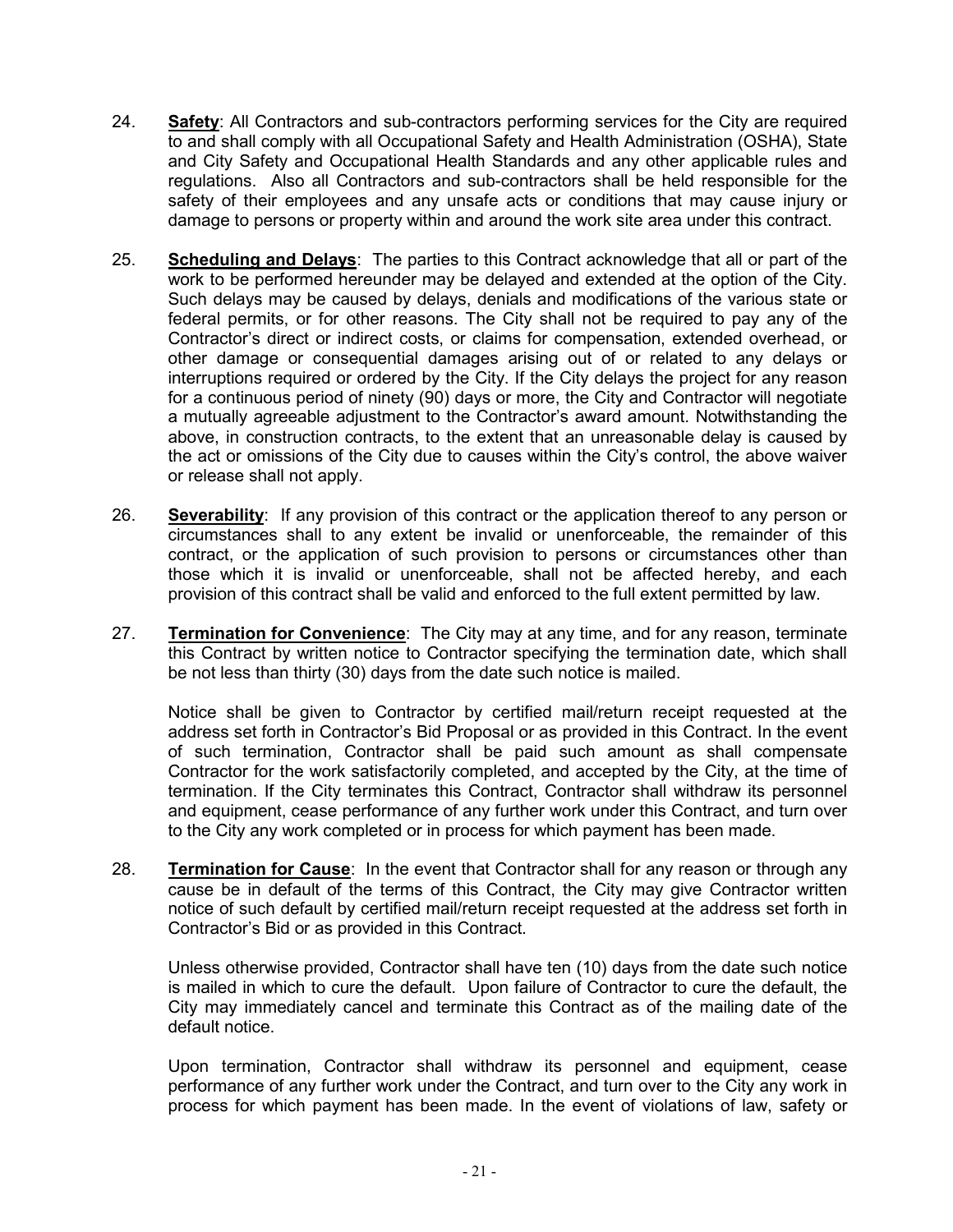24. **Safety**: All Contractors and sub-contractors performing services for the City are required to and shall comply with all Occupational Safety and Health Administration (OSHA), State and City Safety and Occupational Health Standards and any other applicable rules and regulations. Also all Contractors and sub-contractors shall be held responsible for the safety of their employees and any unsafe acts or conditions that may cause injury or damage to persons or property within and around the work site area under this contract.

25. **Scheduling and Delays**: The parties to this Contract acknowledge that all or part of the work to be performed hereunder may be delayed and extended at the option of the City. Such delays may be caused by delays, denials and modifications of the various state or federal permits, or for other reasons. The City shall not be required to pay any of the Contractor's direct or indirect costs, or claims for compensation, extended overhead, or other damage or consequential damages arising out of or related to any delays or interruptions required or ordered by the City. If the City delays the project for any reason for a continuous period of ninety (90) days or more, the City and Contractor will negotiate a mutually agreeable adjustment to the Contractor's award amount. Notwithstanding the above, in construction contracts, to the extent that an unreasonable delay is caused by the act or omissions of the City due to causes within the City's control, the above waiver or release shall not apply.

26. **Severability**: If any provision of this contract or the application thereof to any person or circumstances shall to any extent be invalid or unenforceable, the remainder of this contract, or the application of such provision to persons or circumstances other than those which it is invalid or unenforceable, shall not be affected hereby, and each provision of this contract shall be valid and enforced to the full extent permitted by law.

27. **Termination for Convenience**: The City may at any time, and for any reason, terminate this Contract by written notice to Contractor specifying the termination date, which shall be not less than thirty (30) days from the date such notice is mailed.

    Notice shall be given to Contractor by certified mail/return receipt requested at the address set forth in Contractor's Bid Proposal or as provided in this Contract. In the event of such termination, Contractor shall be paid such amount as shall compensate Contractor for the work satisfactorily completed, and accepted by the City, at the time of termination. If the City terminates this Contract, Contractor shall withdraw its personnel and equipment, cease performance of any further work under this Contract, and turn over to the City any work completed or in process for which payment has been made.

28. **Termination for Cause**: In the event that Contractor shall for any reason or through any cause be in default of the terms of this Contract, the City may give Contractor written notice of such default by certified mail/return receipt requested at the address set forth in Contractor's Bid or as provided in this Contract.

    Unless otherwise provided, Contractor shall have ten (10) days from the date such notice is mailed in which to cure the default. Upon failure of Contractor to cure the default, the City may immediately cancel and terminate this Contract as of the mailing date of the default notice.

    Upon termination, Contractor shall withdraw its personnel and equipment, cease performance of any further work under the Contract, and turn over to the City any work in process for which payment has been made. In the event of violations of law, safety or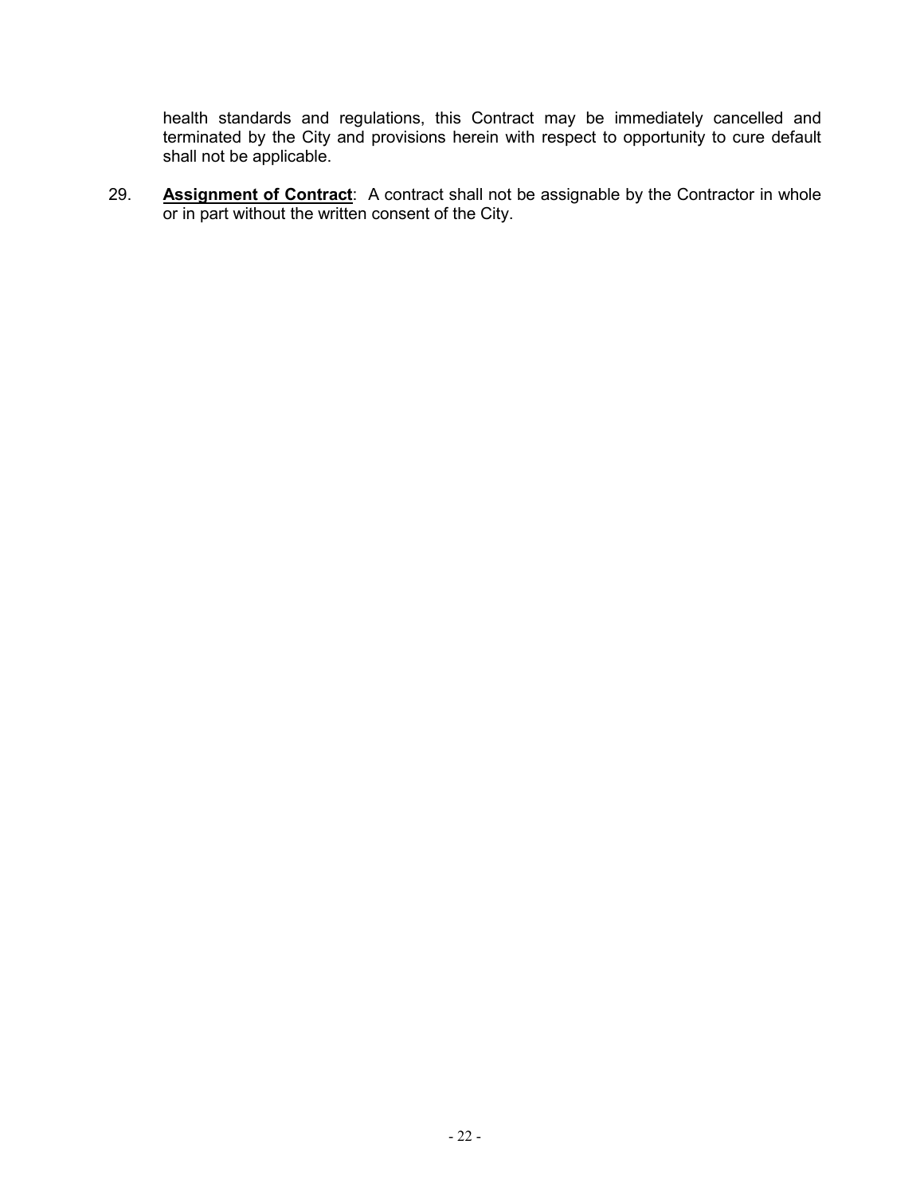health standards and regulations, this Contract may be immediately cancelled and terminated by the City and provisions herein with respect to opportunity to cure default shall not be applicable.

29. **Assignment of Contract**: A contract shall not be assignable by the Contractor in whole or in part without the written consent of the City.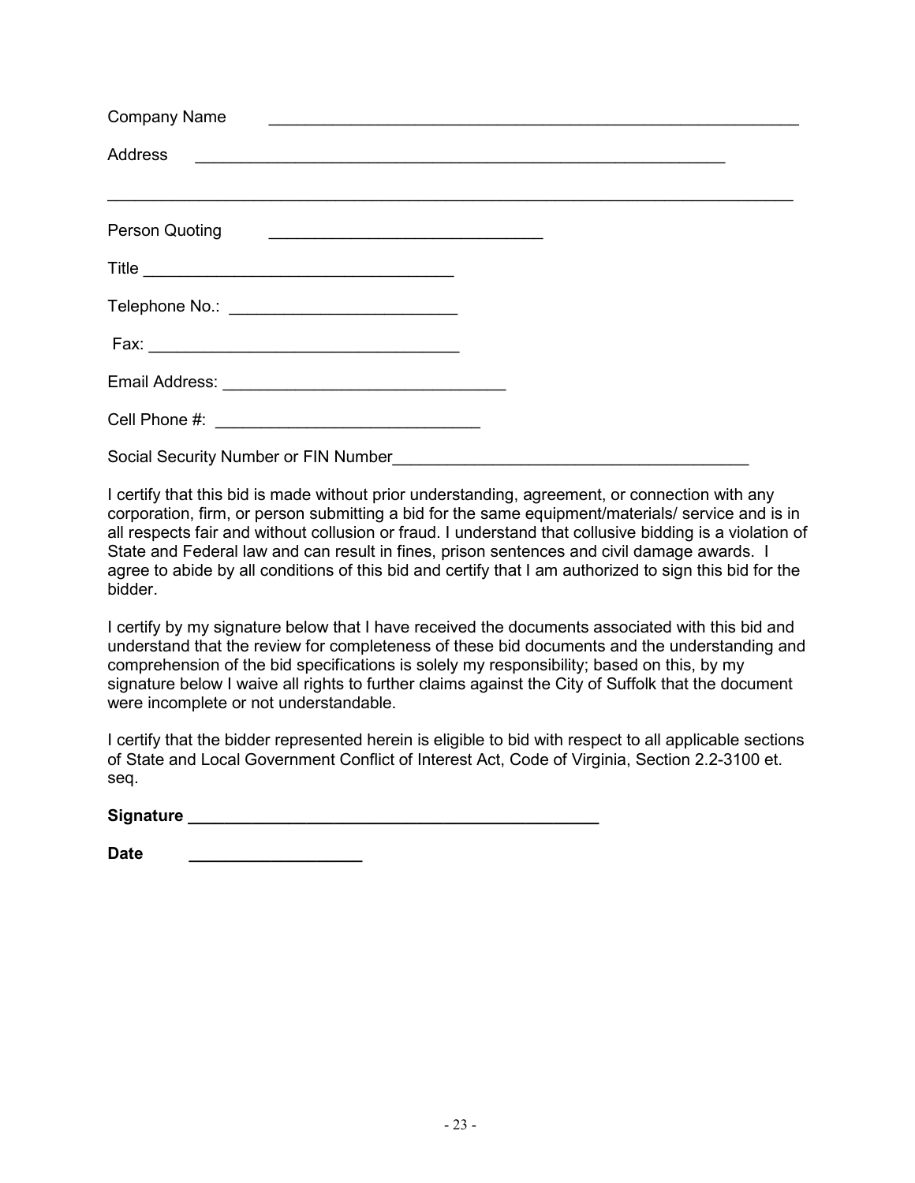Company Name ____________________________________________________________

Address ____________________________________________________________

________________________________________________________________________

Person Quoting ______________________________

Title ________________________________

Telephone No.: ________________________

Fax: ________________________________

Email Address: ______________________________

Cell Phone #: ____________________________

Social Security Number or FIN Number______________________________________

I certify that this bid is made without prior understanding, agreement, or connection with any corporation, firm, or person submitting a bid for the same equipment/materials/ service and is in all respects fair and without collusion or fraud. I understand that collusive bidding is a violation of State and Federal law and can result in fines, prison sentences and civil damage awards. I agree to abide by all conditions of this bid and certify that I am authorized to sign this bid for the bidder.

I certify by my signature below that I have received the documents associated with this bid and understand that the review for completeness of these bid documents and the understanding and comprehension of the bid specifications is solely my responsibility; based on this, by my signature below I waive all rights to further claims against the City of Suffolk that the document were incomplete or not understandable.

I certify that the bidder represented herein is eligible to bid with respect to all applicable sections of State and Local Government Conflict of Interest Act, Code of Virginia, Section 2.2-3100 et. seq.

**Signature ____________________________________________**

**Date ___________________**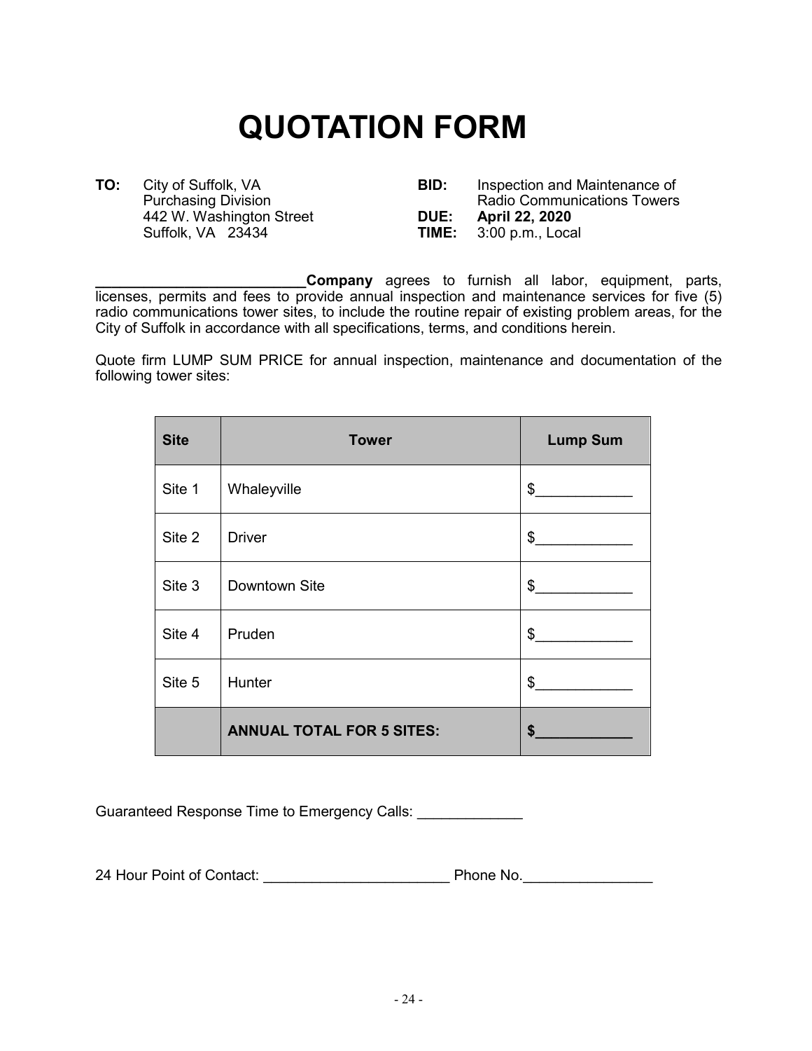# QUOTATION FORM

**TO:** City of Suffolk, VA
Purchasing Division
442 W. Washington Street
Suffolk, VA 23434

**BID:** Inspection and Maintenance of Radio Communications Towers
**DUE:** **April 22, 2020**
**TIME:** 3:00 p.m., Local

**__________________________Company** agrees to furnish all labor, equipment, parts, licenses, permits and fees to provide annual inspection and maintenance services for five (5) radio communications tower sites, to include the routine repair of existing problem areas, for the City of Suffolk in accordance with all specifications, terms, and conditions herein.

Quote firm LUMP SUM PRICE for annual inspection, maintenance and documentation of the following tower sites:

| Site | Tower | Lump Sum |
|---|---|---|
| Site 1 | Whaleyville | $____________ |
| Site 2 | Driver | $____________ |
| Site 3 | Downtown Site | $____________ |
| Site 4 | Pruden | $____________ |
| Site 5 | Hunter | $____________ |
| | **ANNUAL TOTAL FOR 5 SITES:** | **$____________** |

Guaranteed Response Time to Emergency Calls: _____________

24 Hour Point of Contact: _______________________ Phone No.________________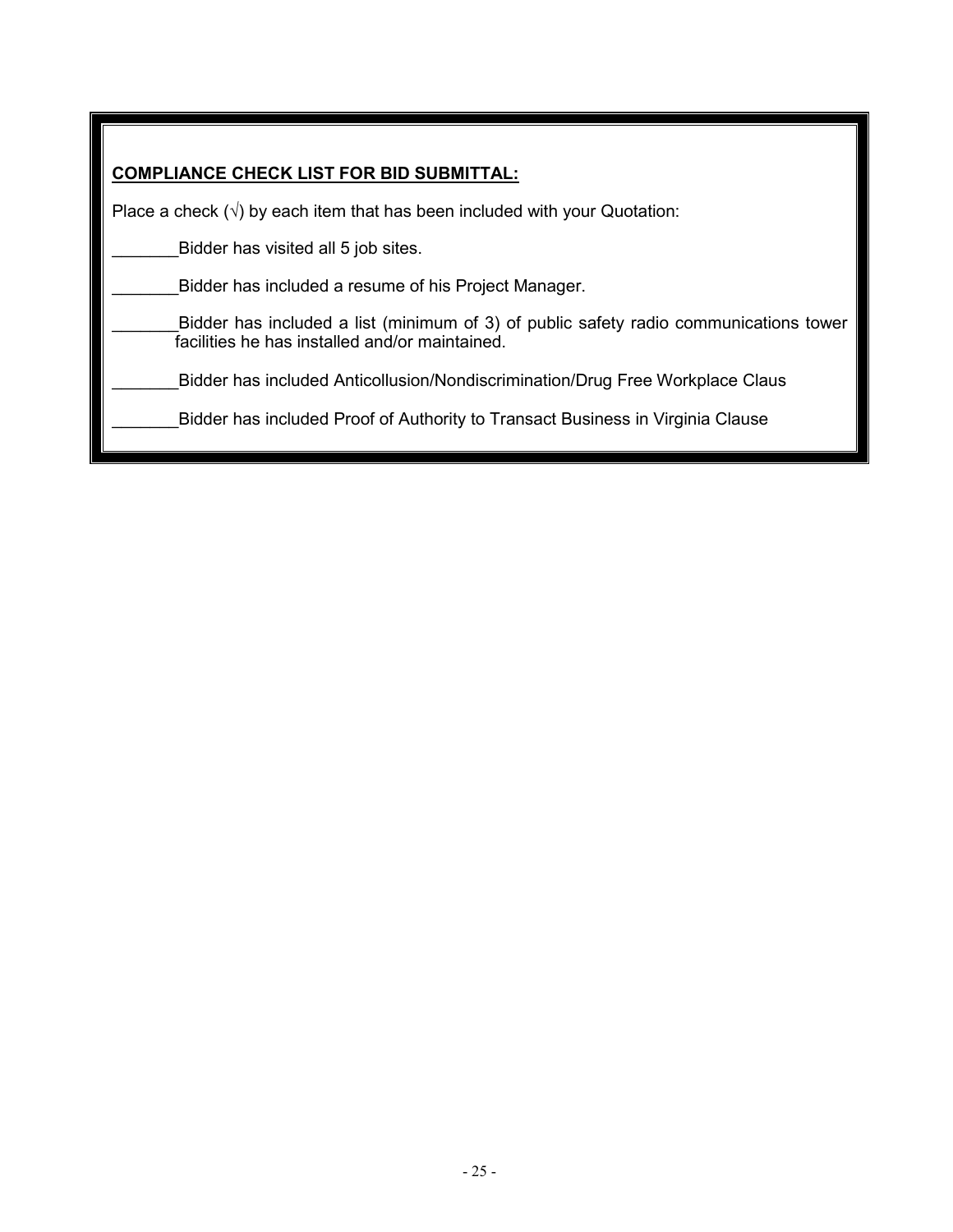**COMPLIANCE CHECK LIST FOR BID SUBMITTAL:**

Place a check (√) by each item that has been included with your Quotation:

_______Bidder has visited all 5 job sites.

_______Bidder has included a resume of his Project Manager.

_______Bidder has included a list (minimum of 3) of public safety radio communications tower facilities he has installed and/or maintained.

_______Bidder has included Anticollusion/Nondiscrimination/Drug Free Workplace Claus

_______Bidder has included Proof of Authority to Transact Business in Virginia Clause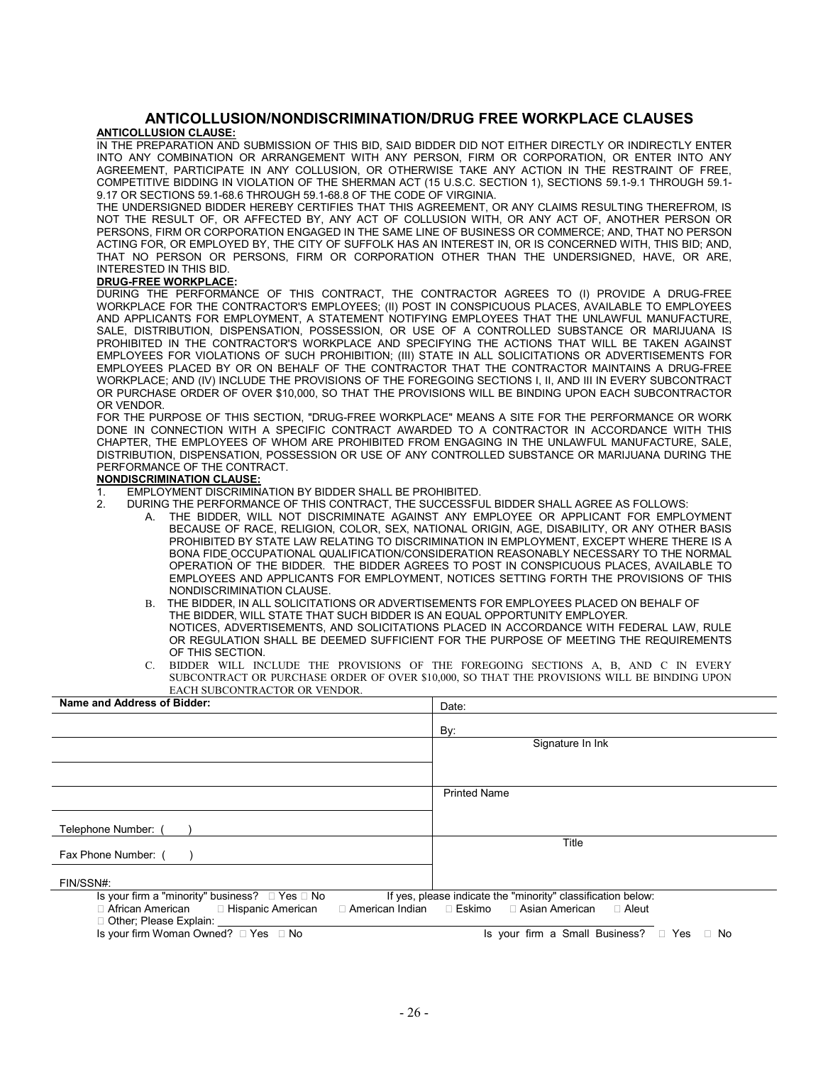# ANTICOLLUSION/NONDISCRIMINATION/DRUG FREE WORKPLACE CLAUSES

**ANTICOLLUSION CLAUSE:**

IN THE PREPARATION AND SUBMISSION OF THIS BID, SAID BIDDER DID NOT EITHER DIRECTLY OR INDIRECTLY ENTER INTO ANY COMBINATION OR ARRANGEMENT WITH ANY PERSON, FIRM OR CORPORATION, OR ENTER INTO ANY AGREEMENT, PARTICIPATE IN ANY COLLUSION, OR OTHERWISE TAKE ANY ACTION IN THE RESTRAINT OF FREE, COMPETITIVE BIDDING IN VIOLATION OF THE SHERMAN ACT (15 U.S.C. SECTION 1), SECTIONS 59.1-9.1 THROUGH 59.1-9.17 OR SECTIONS 59.1-68.6 THROUGH 59.1-68.8 OF THE CODE OF VIRGINIA.

THE UNDERSIGNED BIDDER HEREBY CERTIFIES THAT THIS AGREEMENT, OR ANY CLAIMS RESULTING THEREFROM, IS NOT THE RESULT OF, OR AFFECTED BY, ANY ACT OF COLLUSION WITH, OR ANY ACT OF, ANOTHER PERSON OR PERSONS, FIRM OR CORPORATION ENGAGED IN THE SAME LINE OF BUSINESS OR COMMERCE; AND, THAT NO PERSON ACTING FOR, OR EMPLOYED BY, THE CITY OF SUFFOLK HAS AN INTEREST IN, OR IS CONCERNED WITH, THIS BID; AND, THAT NO PERSON OR PERSONS, FIRM OR CORPORATION OTHER THAN THE UNDERSIGNED, HAVE, OR ARE, INTERESTED IN THIS BID.

**DRUG-FREE WORKPLACE:**

DURING THE PERFORMANCE OF THIS CONTRACT, THE CONTRACTOR AGREES TO (I) PROVIDE A DRUG-FREE WORKPLACE FOR THE CONTRACTOR'S EMPLOYEES; (II) POST IN CONSPICUOUS PLACES, AVAILABLE TO EMPLOYEES AND APPLICANTS FOR EMPLOYMENT, A STATEMENT NOTIFYING EMPLOYEES THAT THE UNLAWFUL MANUFACTURE, SALE, DISTRIBUTION, DISPENSATION, POSSESSION, OR USE OF A CONTROLLED SUBSTANCE OR MARIJUANA IS PROHIBITED IN THE CONTRACTOR'S WORKPLACE AND SPECIFYING THE ACTIONS THAT WILL BE TAKEN AGAINST EMPLOYEES FOR VIOLATIONS OF SUCH PROHIBITION; (III) STATE IN ALL SOLICITATIONS OR ADVERTISEMENTS FOR EMPLOYEES PLACED BY OR ON BEHALF OF THE CONTRACTOR THAT THE CONTRACTOR MAINTAINS A DRUG-FREE WORKPLACE; AND (IV) INCLUDE THE PROVISIONS OF THE FOREGOING SECTIONS I, II, AND III IN EVERY SUBCONTRACT OR PURCHASE ORDER OF OVER $10,000, SO THAT THE PROVISIONS WILL BE BINDING UPON EACH SUBCONTRACTOR OR VENDOR.

FOR THE PURPOSE OF THIS SECTION, "DRUG-FREE WORKPLACE" MEANS A SITE FOR THE PERFORMANCE OR WORK DONE IN CONNECTION WITH A SPECIFIC CONTRACT AWARDED TO A CONTRACTOR IN ACCORDANCE WITH THIS CHAPTER, THE EMPLOYEES OF WHOM ARE PROHIBITED FROM ENGAGING IN THE UNLAWFUL MANUFACTURE, SALE, DISTRIBUTION, DISPENSATION, POSSESSION OR USE OF ANY CONTROLLED SUBSTANCE OR MARIJUANA DURING THE PERFORMANCE OF THE CONTRACT.

**NONDISCRIMINATION CLAUSE:**

1. EMPLOYMENT DISCRIMINATION BY BIDDER SHALL BE PROHIBITED.
2. DURING THE PERFORMANCE OF THIS CONTRACT, THE SUCCESSFUL BIDDER SHALL AGREE AS FOLLOWS:
   - A. THE BIDDER, WILL NOT DISCRIMINATE AGAINST ANY EMPLOYEE OR APPLICANT FOR EMPLOYMENT BECAUSE OF RACE, RELIGION, COLOR, SEX, NATIONAL ORIGIN, AGE, DISABILITY, OR ANY OTHER BASIS PROHIBITED BY STATE LAW RELATING TO DISCRIMINATION IN EMPLOYMENT, EXCEPT WHERE THERE IS A BONA FIDE OCCUPATIONAL QUALIFICATION/CONSIDERATION REASONABLY NECESSARY TO THE NORMAL OPERATION OF THE BIDDER. THE BIDDER AGREES TO POST IN CONSPICUOUS PLACES, AVAILABLE TO EMPLOYEES AND APPLICANTS FOR EMPLOYMENT, NOTICES SETTING FORTH THE PROVISIONS OF THIS NONDISCRIMINATION CLAUSE.
   - B. THE BIDDER, IN ALL SOLICITATIONS OR ADVERTISEMENTS FOR EMPLOYEES PLACED ON BEHALF OF THE BIDDER, WILL STATE THAT SUCH BIDDER IS AN EQUAL OPPORTUNITY EMPLOYER.
     NOTICES, ADVERTISEMENTS, AND SOLICITATIONS PLACED IN ACCORDANCE WITH FEDERAL LAW, RULE OR REGULATION SHALL BE DEEMED SUFFICIENT FOR THE PURPOSE OF MEETING THE REQUIREMENTS OF THIS SECTION.
   - C. BIDDER WILL INCLUDE THE PROVISIONS OF THE FOREGOING SECTIONS A, B, AND C IN EVERY SUBCONTRACT OR PURCHASE ORDER OF OVER $10,000, SO THAT THE PROVISIONS WILL BE BINDING UPON EACH SUBCONTRACTOR OR VENDOR.

| **Name and Address of Bidder:** | Date: |
|---|---|
| | By: |
| | Signature In Ink |
| | |
| | Printed Name |
| Telephone Number: (    ) | |
| Fax Phone Number: (    ) | Title |
| FIN/SSN#: | |

Is your firm a "minority" business? ☐ Yes ☐ No    If yes, please indicate the "minority" classification below:

☐ African American ☐ Hispanic American ☐ American Indian ☐ Eskimo ☐ Asian American ☐ Aleut

☐ Other; Please Explain: ______________________________

Is your firm Woman Owned? ☐ Yes ☐ No    Is your firm a Small Business? ☐ Yes ☐ No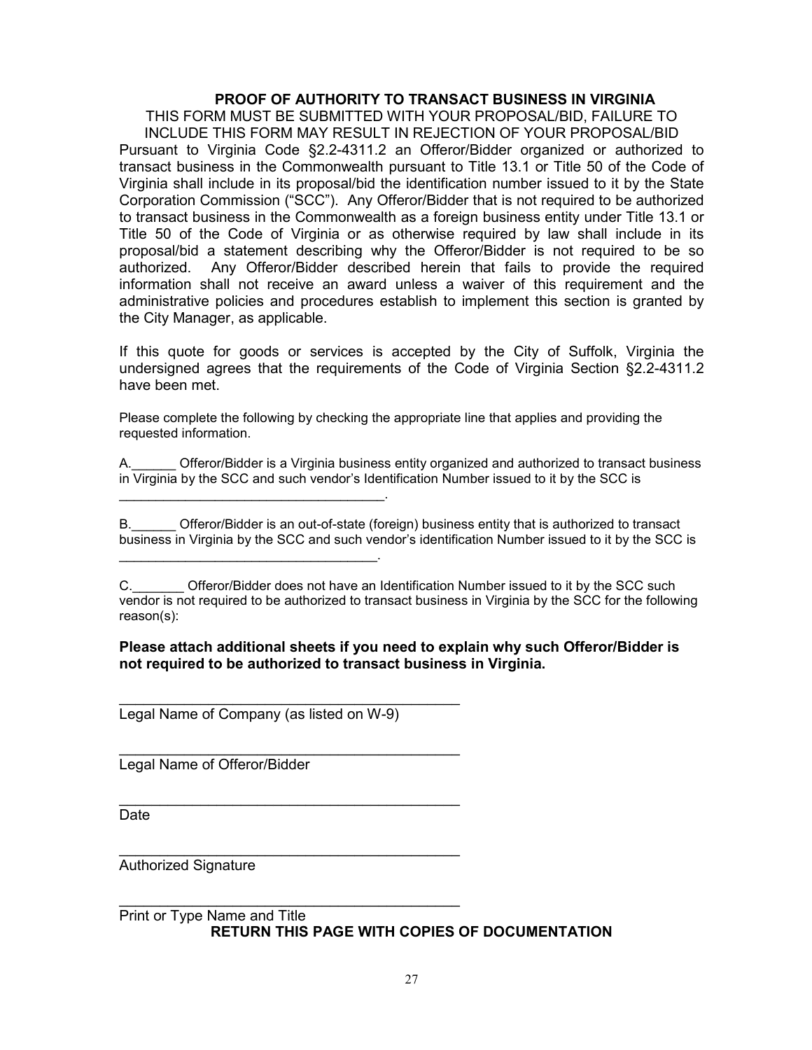## PROOF OF AUTHORITY TO TRANSACT BUSINESS IN VIRGINIA

THIS FORM MUST BE SUBMITTED WITH YOUR PROPOSAL/BID, FAILURE TO INCLUDE THIS FORM MAY RESULT IN REJECTION OF YOUR PROPOSAL/BID

Pursuant to Virginia Code §2.2-4311.2 an Offeror/Bidder organized or authorized to transact business in the Commonwealth pursuant to Title 13.1 or Title 50 of the Code of Virginia shall include in its proposal/bid the identification number issued to it by the State Corporation Commission ("SCC"). Any Offeror/Bidder that is not required to be authorized to transact business in the Commonwealth as a foreign business entity under Title 13.1 or Title 50 of the Code of Virginia or as otherwise required by law shall include in its proposal/bid a statement describing why the Offeror/Bidder is not required to be so authorized. Any Offeror/Bidder described herein that fails to provide the required information shall not receive an award unless a waiver of this requirement and the administrative policies and procedures establish to implement this section is granted by the City Manager, as applicable.

If this quote for goods or services is accepted by the City of Suffolk, Virginia the undersigned agrees that the requirements of the Code of Virginia Section §2.2-4311.2 have been met.

Please complete the following by checking the appropriate line that applies and providing the requested information.

A.______ Offeror/Bidder is a Virginia business entity organized and authorized to transact business in Virginia by the SCC and such vendor's Identification Number issued to it by the SCC is ___________________________________.

B.______ Offeror/Bidder is an out-of-state (foreign) business entity that is authorized to transact business in Virginia by the SCC and such vendor's identification Number issued to it by the SCC is ___________________________________.

C._______ Offeror/Bidder does not have an Identification Number issued to it by the SCC such vendor is not required to be authorized to transact business in Virginia by the SCC for the following reason(s):

**Please attach additional sheets if you need to explain why such Offeror/Bidder is not required to be authorized to transact business in Virginia.**

___________________________________________
Legal Name of Company (as listed on W-9)

___________________________________________
Legal Name of Offeror/Bidder

___________________________________________
Date

___________________________________________
Authorized Signature

___________________________________________
Print or Type Name and Title

**RETURN THIS PAGE WITH COPIES OF DOCUMENTATION**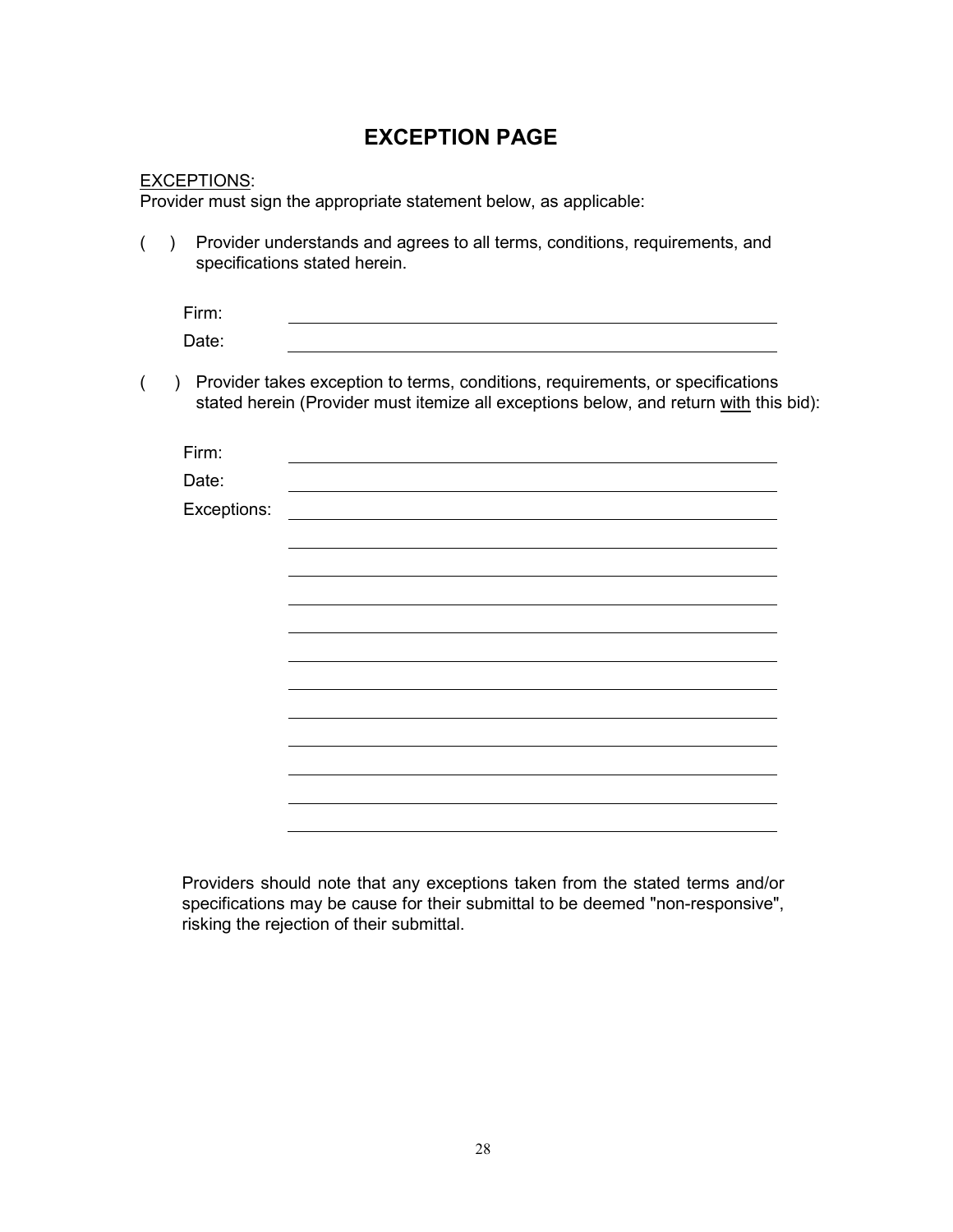# EXCEPTION PAGE

<u>EXCEPTIONS</u>:
Provider must sign the appropriate statement below, as applicable:

( ) Provider understands and agrees to all terms, conditions, requirements, and specifications stated herein.

Firm: ______________________________________________

Date: ______________________________________________

( ) Provider takes exception to terms, conditions, requirements, or specifications stated herein (Provider must itemize all exceptions below, and return <u>with</u> this bid):

Firm: ______________________________________________

Date: ______________________________________________

Exceptions: ______________________________________________

______________________________________________

______________________________________________

______________________________________________

______________________________________________

______________________________________________

______________________________________________

______________________________________________

______________________________________________

______________________________________________

______________________________________________

______________________________________________

Providers should note that any exceptions taken from the stated terms and/or specifications may be cause for their submittal to be deemed "non-responsive", risking the rejection of their submittal.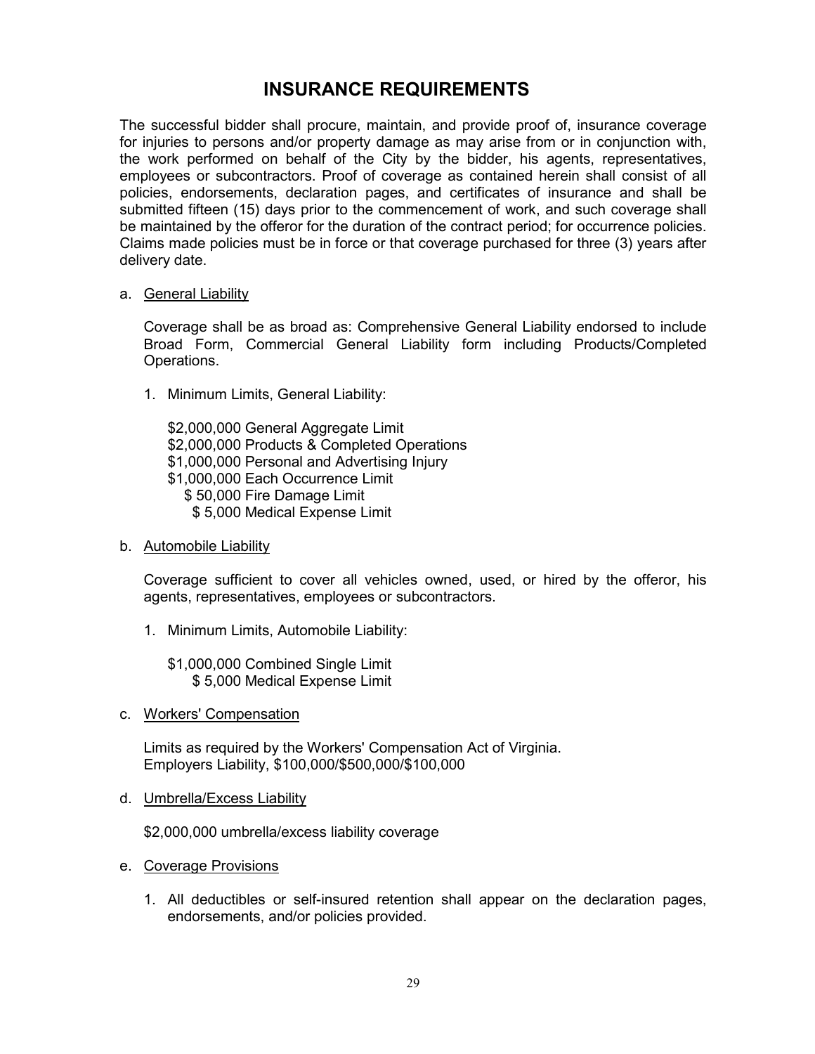# INSURANCE REQUIREMENTS

The successful bidder shall procure, maintain, and provide proof of, insurance coverage for injuries to persons and/or property damage as may arise from or in conjunction with, the work performed on behalf of the City by the bidder, his agents, representatives, employees or subcontractors. Proof of coverage as contained herein shall consist of all policies, endorsements, declaration pages, and certificates of insurance and shall be submitted fifteen (15) days prior to the commencement of work, and such coverage shall be maintained by the offeror for the duration of the contract period; for occurrence policies. Claims made policies must be in force or that coverage purchased for three (3) years after delivery date.

a. General Liability

   Coverage shall be as broad as: Comprehensive General Liability endorsed to include Broad Form, Commercial General Liability form including Products/Completed Operations.

   1. Minimum Limits, General Liability:

      $2,000,000 General Aggregate Limit
      $2,000,000 Products & Completed Operations
      $1,000,000 Personal and Advertising Injury
      $1,000,000 Each Occurrence Limit
      $ 50,000 Fire Damage Limit
      $ 5,000 Medical Expense Limit

b. Automobile Liability

   Coverage sufficient to cover all vehicles owned, used, or hired by the offeror, his agents, representatives, employees or subcontractors.

   1. Minimum Limits, Automobile Liability:

      $1,000,000 Combined Single Limit
      $ 5,000 Medical Expense Limit

c. Workers' Compensation

   Limits as required by the Workers' Compensation Act of Virginia.
   Employers Liability, $100,000/$500,000/$100,000

d. Umbrella/Excess Liability

   $2,000,000 umbrella/excess liability coverage

e. Coverage Provisions

   1. All deductibles or self-insured retention shall appear on the declaration pages, endorsements, and/or policies provided.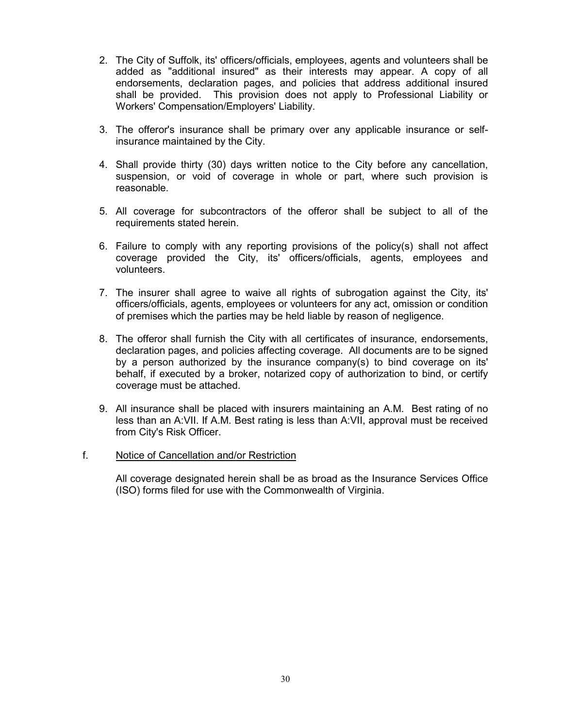2. The City of Suffolk, its' officers/officials, employees, agents and volunteers shall be added as "additional insured" as their interests may appear. A copy of all endorsements, declaration pages, and policies that address additional insured shall be provided. This provision does not apply to Professional Liability or Workers' Compensation/Employers' Liability.

3. The offeror's insurance shall be primary over any applicable insurance or self-insurance maintained by the City.

4. Shall provide thirty (30) days written notice to the City before any cancellation, suspension, or void of coverage in whole or part, where such provision is reasonable.

5. All coverage for subcontractors of the offeror shall be subject to all of the requirements stated herein.

6. Failure to comply with any reporting provisions of the policy(s) shall not affect coverage provided the City, its' officers/officials, agents, employees and volunteers.

7. The insurer shall agree to waive all rights of subrogation against the City, its' officers/officials, agents, employees or volunteers for any act, omission or condition of premises which the parties may be held liable by reason of negligence.

8. The offeror shall furnish the City with all certificates of insurance, endorsements, declaration pages, and policies affecting coverage. All documents are to be signed by a person authorized by the insurance company(s) to bind coverage on its' behalf, if executed by a broker, notarized copy of authorization to bind, or certify coverage must be attached.

9. All insurance shall be placed with insurers maintaining an A.M. Best rating of no less than an A:VII. If A.M. Best rating is less than A:VII, approval must be received from City's Risk Officer.

f. Notice of Cancellation and/or Restriction

All coverage designated herein shall be as broad as the Insurance Services Office (ISO) forms filed for use with the Commonwealth of Virginia.